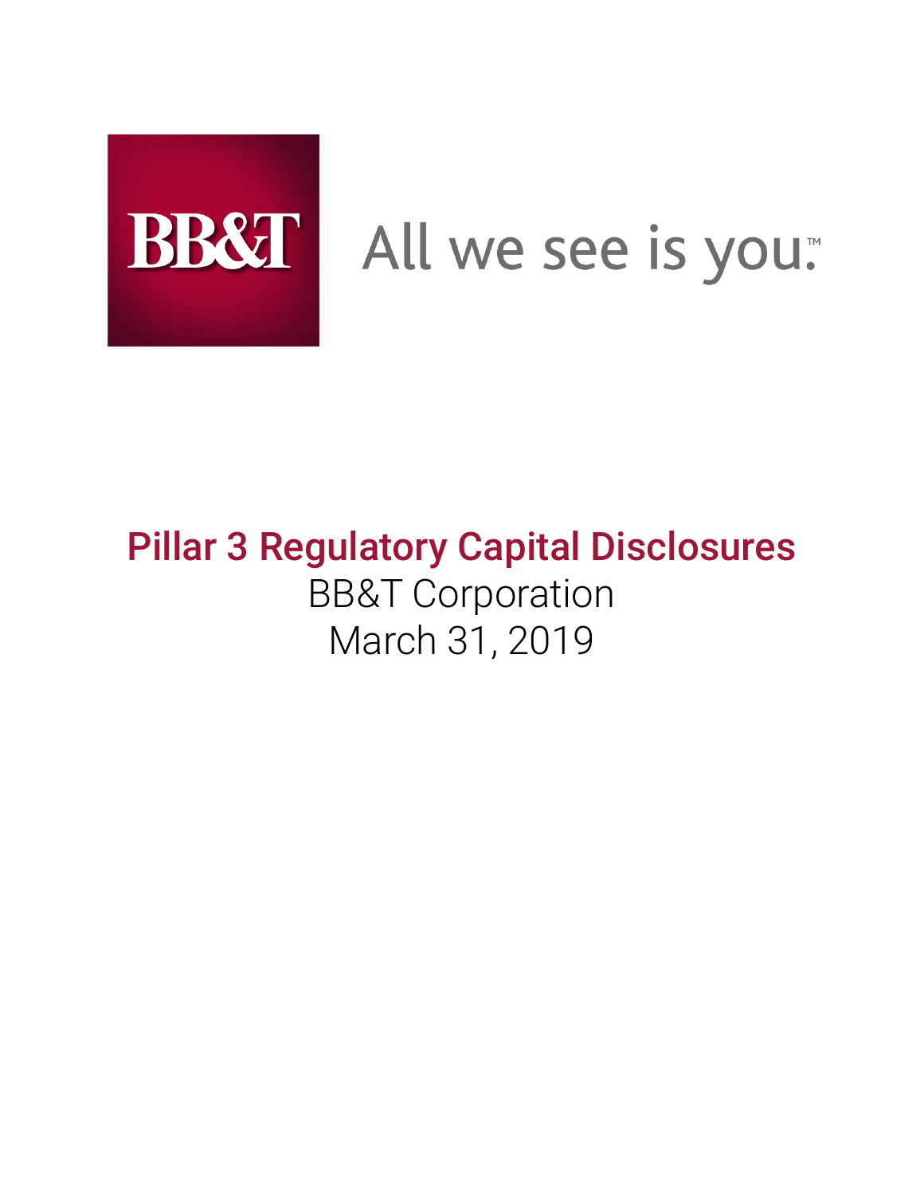BB&T

All we see is you.™

# Pillar 3 Regulatory Capital Disclosures

BB&T Corporation

March 31, 2019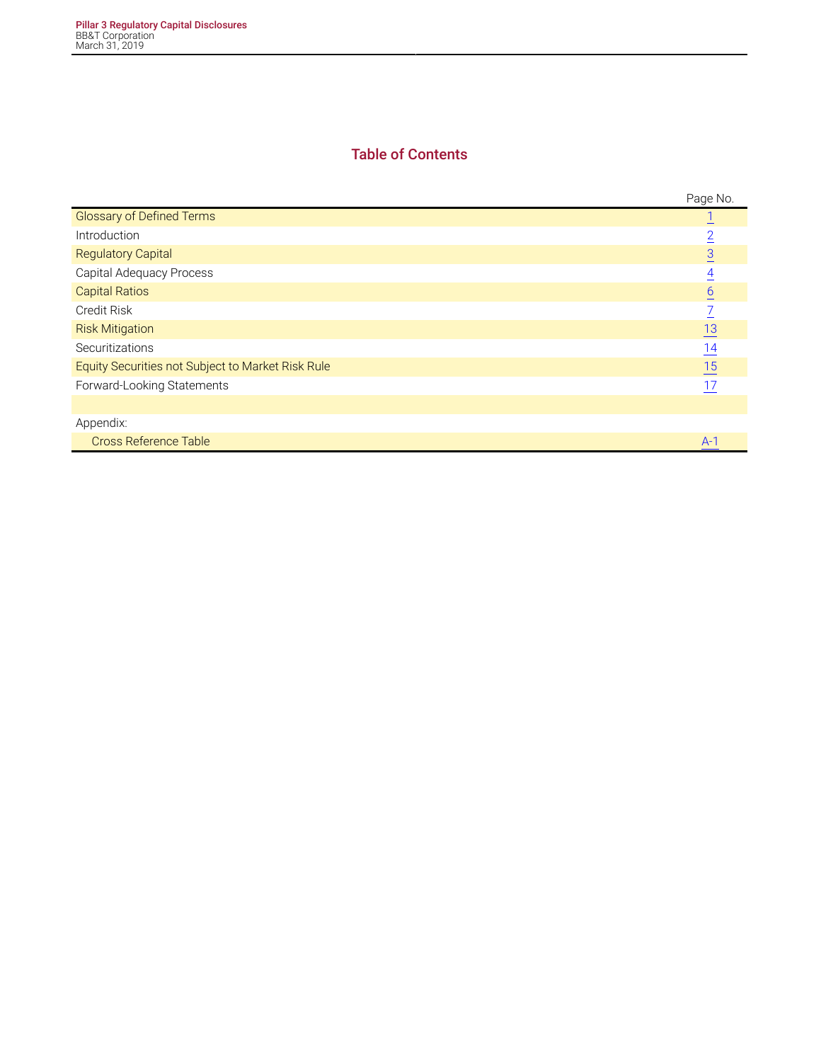## Table of Contents

| | Page No. |
|---|---|
| Glossary of Defined Terms | 1 |
| Introduction | 2 |
| Regulatory Capital | 3 |
| Capital Adequacy Process | 4 |
| Capital Ratios | 6 |
| Credit Risk | 7 |
| Risk Mitigation | 13 |
| Securitizations | 14 |
| Equity Securities not Subject to Market Risk Rule | 15 |
| Forward-Looking Statements | 17 |
| | |
| Appendix: | |
| Cross Reference Table | A-1 |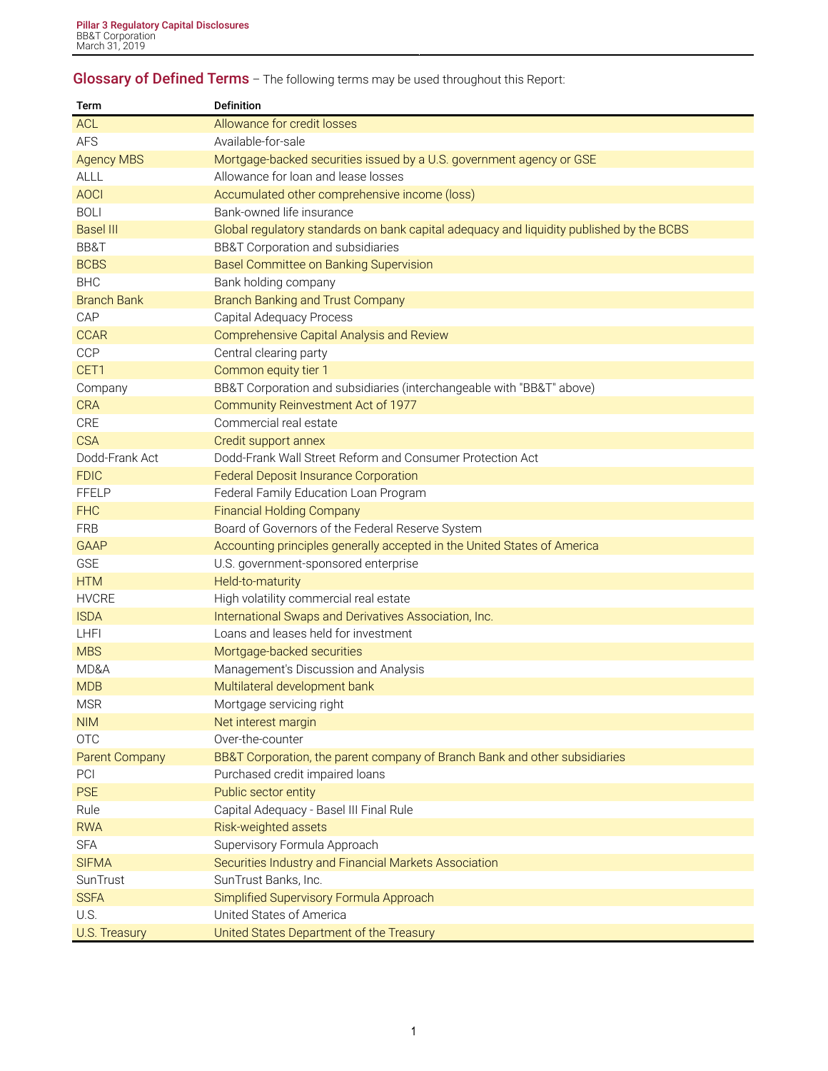## Glossary of Defined Terms – The following terms may be used throughout this Report:

| Term | Definition |
|---|---|
| ACL | Allowance for credit losses |
| AFS | Available-for-sale |
| Agency MBS | Mortgage-backed securities issued by a U.S. government agency or GSE |
| ALLL | Allowance for loan and lease losses |
| AOCI | Accumulated other comprehensive income (loss) |
| BOLI | Bank-owned life insurance |
| Basel III | Global regulatory standards on bank capital adequacy and liquidity published by the BCBS |
| BB&T | BB&T Corporation and subsidiaries |
| BCBS | Basel Committee on Banking Supervision |
| BHC | Bank holding company |
| Branch Bank | Branch Banking and Trust Company |
| CAP | Capital Adequacy Process |
| CCAR | Comprehensive Capital Analysis and Review |
| CCP | Central clearing party |
| CET1 | Common equity tier 1 |
| Company | BB&T Corporation and subsidiaries (interchangeable with "BB&T" above) |
| CRA | Community Reinvestment Act of 1977 |
| CRE | Commercial real estate |
| CSA | Credit support annex |
| Dodd-Frank Act | Dodd-Frank Wall Street Reform and Consumer Protection Act |
| FDIC | Federal Deposit Insurance Corporation |
| FFELP | Federal Family Education Loan Program |
| FHC | Financial Holding Company |
| FRB | Board of Governors of the Federal Reserve System |
| GAAP | Accounting principles generally accepted in the United States of America |
| GSE | U.S. government-sponsored enterprise |
| HTM | Held-to-maturity |
| HVCRE | High volatility commercial real estate |
| ISDA | International Swaps and Derivatives Association, Inc. |
| LHFI | Loans and leases held for investment |
| MBS | Mortgage-backed securities |
| MD&A | Management's Discussion and Analysis |
| MDB | Multilateral development bank |
| MSR | Mortgage servicing right |
| NIM | Net interest margin |
| OTC | Over-the-counter |
| Parent Company | BB&T Corporation, the parent company of Branch Bank and other subsidiaries |
| PCI | Purchased credit impaired loans |
| PSE | Public sector entity |
| Rule | Capital Adequacy - Basel III Final Rule |
| RWA | Risk-weighted assets |
| SFA | Supervisory Formula Approach |
| SIFMA | Securities Industry and Financial Markets Association |
| SunTrust | SunTrust Banks, Inc. |
| SSFA | Simplified Supervisory Formula Approach |
| U.S. | United States of America |
| U.S. Treasury | United States Department of the Treasury |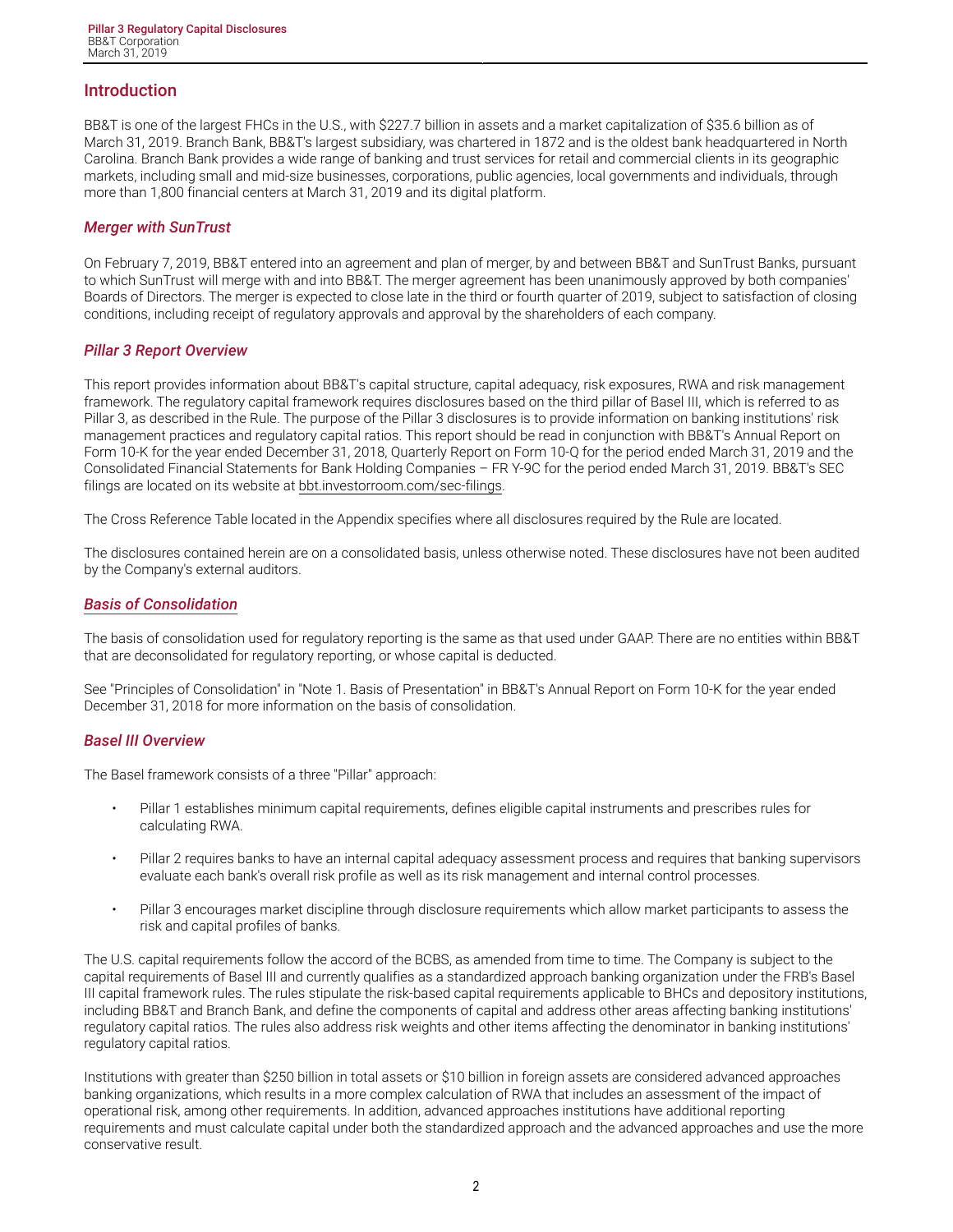## Introduction

BB&T is one of the largest FHCs in the U.S., with $227.7 billion in assets and a market capitalization of $35.6 billion as of March 31, 2019. Branch Bank, BB&T's largest subsidiary, was chartered in 1872 and is the oldest bank headquartered in North Carolina. Branch Bank provides a wide range of banking and trust services for retail and commercial clients in its geographic markets, including small and mid-size businesses, corporations, public agencies, local governments and individuals, through more than 1,800 financial centers at March 31, 2019 and its digital platform.

### *Merger with SunTrust*

On February 7, 2019, BB&T entered into an agreement and plan of merger, by and between BB&T and SunTrust Banks, pursuant to which SunTrust will merge with and into BB&T. The merger agreement has been unanimously approved by both companies' Boards of Directors. The merger is expected to close late in the third or fourth quarter of 2019, subject to satisfaction of closing conditions, including receipt of regulatory approvals and approval by the shareholders of each company.

### *Pillar 3 Report Overview*

This report provides information about BB&T's capital structure, capital adequacy, risk exposures, RWA and risk management framework. The regulatory capital framework requires disclosures based on the third pillar of Basel III, which is referred to as Pillar 3, as described in the Rule. The purpose of the Pillar 3 disclosures is to provide information on banking institutions' risk management practices and regulatory capital ratios. This report should be read in conjunction with BB&T's Annual Report on Form 10-K for the year ended December 31, 2018, Quarterly Report on Form 10-Q for the period ended March 31, 2019 and the Consolidated Financial Statements for Bank Holding Companies – FR Y-9C for the period ended March 31, 2019. BB&T's SEC filings are located on its website at bbt.investorroom.com/sec-filings.

The Cross Reference Table located in the Appendix specifies where all disclosures required by the Rule are located.

The disclosures contained herein are on a consolidated basis, unless otherwise noted. These disclosures have not been audited by the Company's external auditors.

### *Basis of Consolidation*

The basis of consolidation used for regulatory reporting is the same as that used under GAAP. There are no entities within BB&T that are deconsolidated for regulatory reporting, or whose capital is deducted.

See "Principles of Consolidation" in "Note 1. Basis of Presentation" in BB&T's Annual Report on Form 10-K for the year ended December 31, 2018 for more information on the basis of consolidation.

### *Basel III Overview*

The Basel framework consists of a three "Pillar" approach:

- Pillar 1 establishes minimum capital requirements, defines eligible capital instruments and prescribes rules for calculating RWA.
- Pillar 2 requires banks to have an internal capital adequacy assessment process and requires that banking supervisors evaluate each bank's overall risk profile as well as its risk management and internal control processes.
- Pillar 3 encourages market discipline through disclosure requirements which allow market participants to assess the risk and capital profiles of banks.

The U.S. capital requirements follow the accord of the BCBS, as amended from time to time. The Company is subject to the capital requirements of Basel III and currently qualifies as a standardized approach banking organization under the FRB's Basel III capital framework rules. The rules stipulate the risk-based capital requirements applicable to BHCs and depository institutions, including BB&T and Branch Bank, and define the components of capital and address other areas affecting banking institutions' regulatory capital ratios. The rules also address risk weights and other items affecting the denominator in banking institutions' regulatory capital ratios.

Institutions with greater than $250 billion in total assets or $10 billion in foreign assets are considered advanced approaches banking organizations, which results in a more complex calculation of RWA that includes an assessment of the impact of operational risk, among other requirements. In addition, advanced approaches institutions have additional reporting requirements and must calculate capital under both the standardized approach and the advanced approaches and use the more conservative result.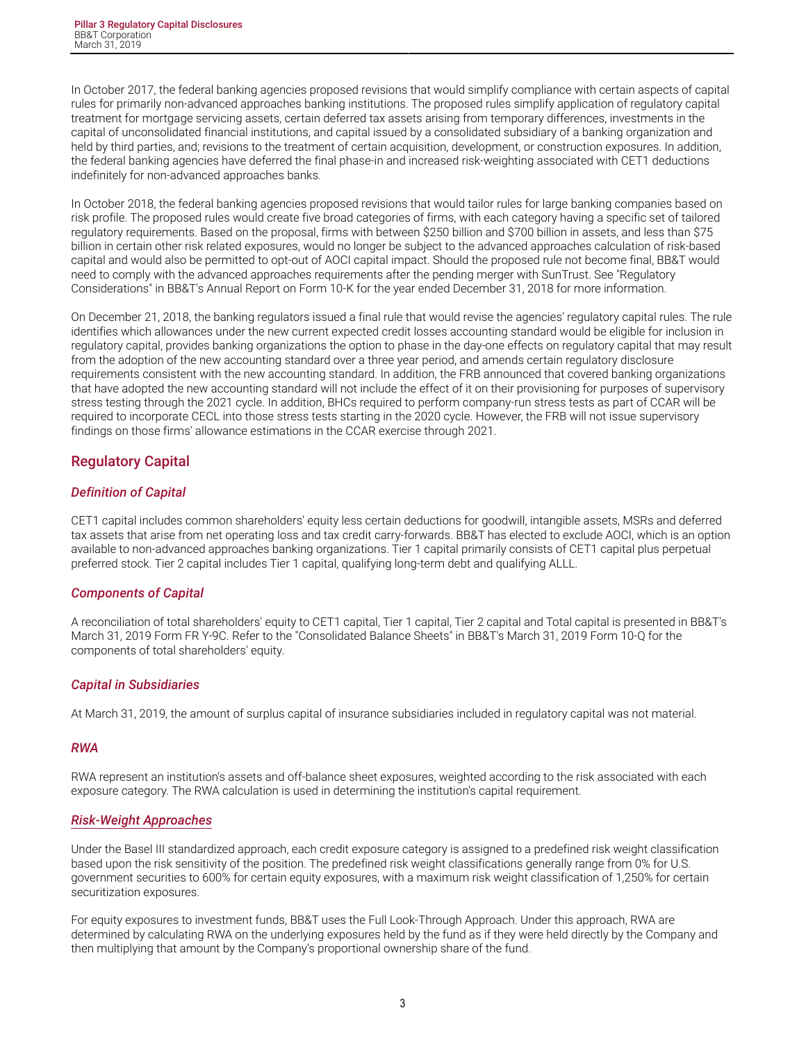In October 2017, the federal banking agencies proposed revisions that would simplify compliance with certain aspects of capital rules for primarily non-advanced approaches banking institutions. The proposed rules simplify application of regulatory capital treatment for mortgage servicing assets, certain deferred tax assets arising from temporary differences, investments in the capital of unconsolidated financial institutions, and capital issued by a consolidated subsidiary of a banking organization and held by third parties, and; revisions to the treatment of certain acquisition, development, or construction exposures. In addition, the federal banking agencies have deferred the final phase-in and increased risk-weighting associated with CET1 deductions indefinitely for non-advanced approaches banks.

In October 2018, the federal banking agencies proposed revisions that would tailor rules for large banking companies based on risk profile. The proposed rules would create five broad categories of firms, with each category having a specific set of tailored regulatory requirements. Based on the proposal, firms with between $250 billion and $700 billion in assets, and less than $75 billion in certain other risk related exposures, would no longer be subject to the advanced approaches calculation of risk-based capital and would also be permitted to opt-out of AOCI capital impact. Should the proposed rule not become final, BB&T would need to comply with the advanced approaches requirements after the pending merger with SunTrust. See "Regulatory Considerations" in BB&T's Annual Report on Form 10-K for the year ended December 31, 2018 for more information.

On December 21, 2018, the banking regulators issued a final rule that would revise the agencies' regulatory capital rules. The rule identifies which allowances under the new current expected credit losses accounting standard would be eligible for inclusion in regulatory capital, provides banking organizations the option to phase in the day-one effects on regulatory capital that may result from the adoption of the new accounting standard over a three year period, and amends certain regulatory disclosure requirements consistent with the new accounting standard. In addition, the FRB announced that covered banking organizations that have adopted the new accounting standard will not include the effect of it on their provisioning for purposes of supervisory stress testing through the 2021 cycle. In addition, BHCs required to perform company-run stress tests as part of CCAR will be required to incorporate CECL into those stress tests starting in the 2020 cycle. However, the FRB will not issue supervisory findings on those firms' allowance estimations in the CCAR exercise through 2021.

## Regulatory Capital

### *Definition of Capital*

CET1 capital includes common shareholders' equity less certain deductions for goodwill, intangible assets, MSRs and deferred tax assets that arise from net operating loss and tax credit carry-forwards. BB&T has elected to exclude AOCI, which is an option available to non-advanced approaches banking organizations. Tier 1 capital primarily consists of CET1 capital plus perpetual preferred stock. Tier 2 capital includes Tier 1 capital, qualifying long-term debt and qualifying ALLL.

### *Components of Capital*

A reconciliation of total shareholders' equity to CET1 capital, Tier 1 capital, Tier 2 capital and Total capital is presented in BB&T's March 31, 2019 Form FR Y-9C. Refer to the "Consolidated Balance Sheets" in BB&T's March 31, 2019 Form 10-Q for the components of total shareholders' equity.

### *Capital in Subsidiaries*

At March 31, 2019, the amount of surplus capital of insurance subsidiaries included in regulatory capital was not material.

### *RWA*

RWA represent an institution's assets and off-balance sheet exposures, weighted according to the risk associated with each exposure category. The RWA calculation is used in determining the institution's capital requirement.

### *Risk-Weight Approaches*

Under the Basel III standardized approach, each credit exposure category is assigned to a predefined risk weight classification based upon the risk sensitivity of the position. The predefined risk weight classifications generally range from 0% for U.S. government securities to 600% for certain equity exposures, with a maximum risk weight classification of 1,250% for certain securitization exposures.

For equity exposures to investment funds, BB&T uses the Full Look-Through Approach. Under this approach, RWA are determined by calculating RWA on the underlying exposures held by the fund as if they were held directly by the Company and then multiplying that amount by the Company's proportional ownership share of the fund.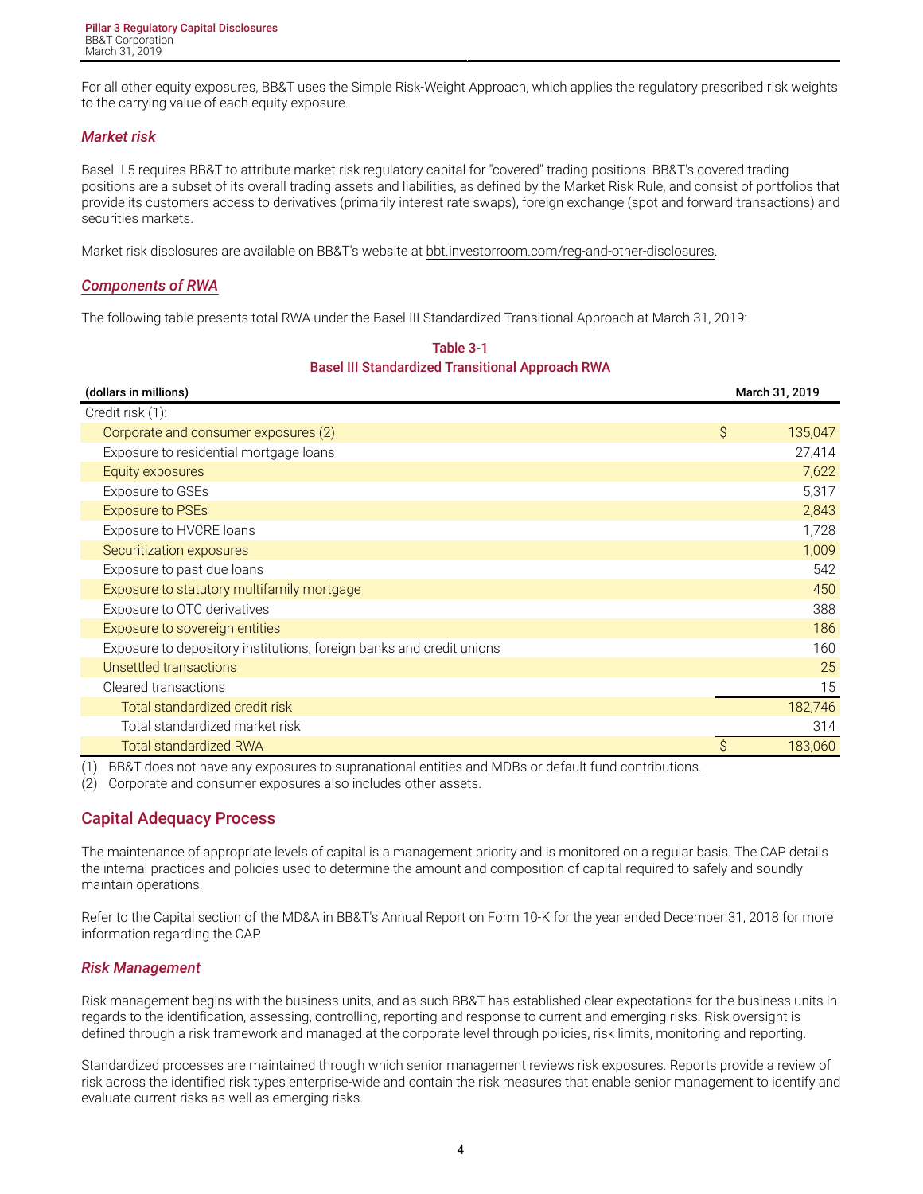For all other equity exposures, BB&T uses the Simple Risk-Weight Approach, which applies the regulatory prescribed risk weights to the carrying value of each equity exposure.

### *Market risk*

Basel II.5 requires BB&T to attribute market risk regulatory capital for "covered" trading positions. BB&T's covered trading positions are a subset of its overall trading assets and liabilities, as defined by the Market Risk Rule, and consist of portfolios that provide its customers access to derivatives (primarily interest rate swaps), foreign exchange (spot and forward transactions) and securities markets.

Market risk disclosures are available on BB&T's website at bbt.investorroom.com/reg-and-other-disclosures.

### *Components of RWA*

The following table presents total RWA under the Basel III Standardized Transitional Approach at March 31, 2019:

**Table 3-1**
**Basel III Standardized Transitional Approach RWA**

| (dollars in millions) | March 31, 2019 |
|---|---|
| Credit risk (1): | |
| Corporate and consumer exposures (2) | $ 135,047 |
| Exposure to residential mortgage loans | 27,414 |
| Equity exposures | 7,622 |
| Exposure to GSEs | 5,317 |
| Exposure to PSEs | 2,843 |
| Exposure to HVCRE loans | 1,728 |
| Securitization exposures | 1,009 |
| Exposure to past due loans | 542 |
| Exposure to statutory multifamily mortgage | 450 |
| Exposure to OTC derivatives | 388 |
| Exposure to sovereign entities | 186 |
| Exposure to depository institutions, foreign banks and credit unions | 160 |
| Unsettled transactions | 25 |
| Cleared transactions | 15 |
| Total standardized credit risk | 182,746 |
| Total standardized market risk | 314 |
| Total standardized RWA | $ 183,060 |

(1) BB&T does not have any exposures to supranational entities and MDBs or default fund contributions.
(2) Corporate and consumer exposures also includes other assets.

## Capital Adequacy Process

The maintenance of appropriate levels of capital is a management priority and is monitored on a regular basis. The CAP details the internal practices and policies used to determine the amount and composition of capital required to safely and soundly maintain operations.

Refer to the Capital section of the MD&A in BB&T's Annual Report on Form 10-K for the year ended December 31, 2018 for more information regarding the CAP.

### *Risk Management*

Risk management begins with the business units, and as such BB&T has established clear expectations for the business units in regards to the identification, assessing, controlling, reporting and response to current and emerging risks. Risk oversight is defined through a risk framework and managed at the corporate level through policies, risk limits, monitoring and reporting.

Standardized processes are maintained through which senior management reviews risk exposures. Reports provide a review of risk across the identified risk types enterprise-wide and contain the risk measures that enable senior management to identify and evaluate current risks as well as emerging risks.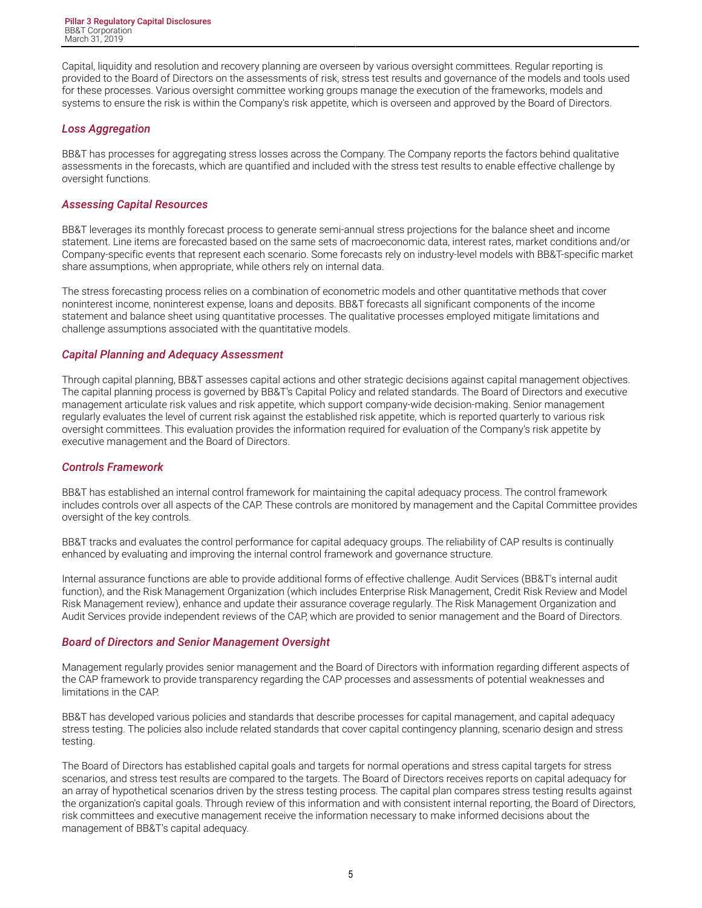Capital, liquidity and resolution and recovery planning are overseen by various oversight committees. Regular reporting is provided to the Board of Directors on the assessments of risk, stress test results and governance of the models and tools used for these processes. Various oversight committee working groups manage the execution of the frameworks, models and systems to ensure the risk is within the Company's risk appetite, which is overseen and approved by the Board of Directors.

### *Loss Aggregation*

BB&T has processes for aggregating stress losses across the Company. The Company reports the factors behind qualitative assessments in the forecasts, which are quantified and included with the stress test results to enable effective challenge by oversight functions.

### *Assessing Capital Resources*

BB&T leverages its monthly forecast process to generate semi-annual stress projections for the balance sheet and income statement. Line items are forecasted based on the same sets of macroeconomic data, interest rates, market conditions and/or Company-specific events that represent each scenario. Some forecasts rely on industry-level models with BB&T-specific market share assumptions, when appropriate, while others rely on internal data.

The stress forecasting process relies on a combination of econometric models and other quantitative methods that cover noninterest income, noninterest expense, loans and deposits. BB&T forecasts all significant components of the income statement and balance sheet using quantitative processes. The qualitative processes employed mitigate limitations and challenge assumptions associated with the quantitative models.

### *Capital Planning and Adequacy Assessment*

Through capital planning, BB&T assesses capital actions and other strategic decisions against capital management objectives. The capital planning process is governed by BB&T's Capital Policy and related standards. The Board of Directors and executive management articulate risk values and risk appetite, which support company-wide decision-making. Senior management regularly evaluates the level of current risk against the established risk appetite, which is reported quarterly to various risk oversight committees. This evaluation provides the information required for evaluation of the Company's risk appetite by executive management and the Board of Directors.

### *Controls Framework*

BB&T has established an internal control framework for maintaining the capital adequacy process. The control framework includes controls over all aspects of the CAP. These controls are monitored by management and the Capital Committee provides oversight of the key controls.

BB&T tracks and evaluates the control performance for capital adequacy groups. The reliability of CAP results is continually enhanced by evaluating and improving the internal control framework and governance structure.

Internal assurance functions are able to provide additional forms of effective challenge. Audit Services (BB&T's internal audit function), and the Risk Management Organization (which includes Enterprise Risk Management, Credit Risk Review and Model Risk Management review), enhance and update their assurance coverage regularly. The Risk Management Organization and Audit Services provide independent reviews of the CAP, which are provided to senior management and the Board of Directors.

### *Board of Directors and Senior Management Oversight*

Management regularly provides senior management and the Board of Directors with information regarding different aspects of the CAP framework to provide transparency regarding the CAP processes and assessments of potential weaknesses and limitations in the CAP.

BB&T has developed various policies and standards that describe processes for capital management, and capital adequacy stress testing. The policies also include related standards that cover capital contingency planning, scenario design and stress testing.

The Board of Directors has established capital goals and targets for normal operations and stress capital targets for stress scenarios, and stress test results are compared to the targets. The Board of Directors receives reports on capital adequacy for an array of hypothetical scenarios driven by the stress testing process. The capital plan compares stress testing results against the organization's capital goals. Through review of this information and with consistent internal reporting, the Board of Directors, risk committees and executive management receive the information necessary to make informed decisions about the management of BB&T's capital adequacy.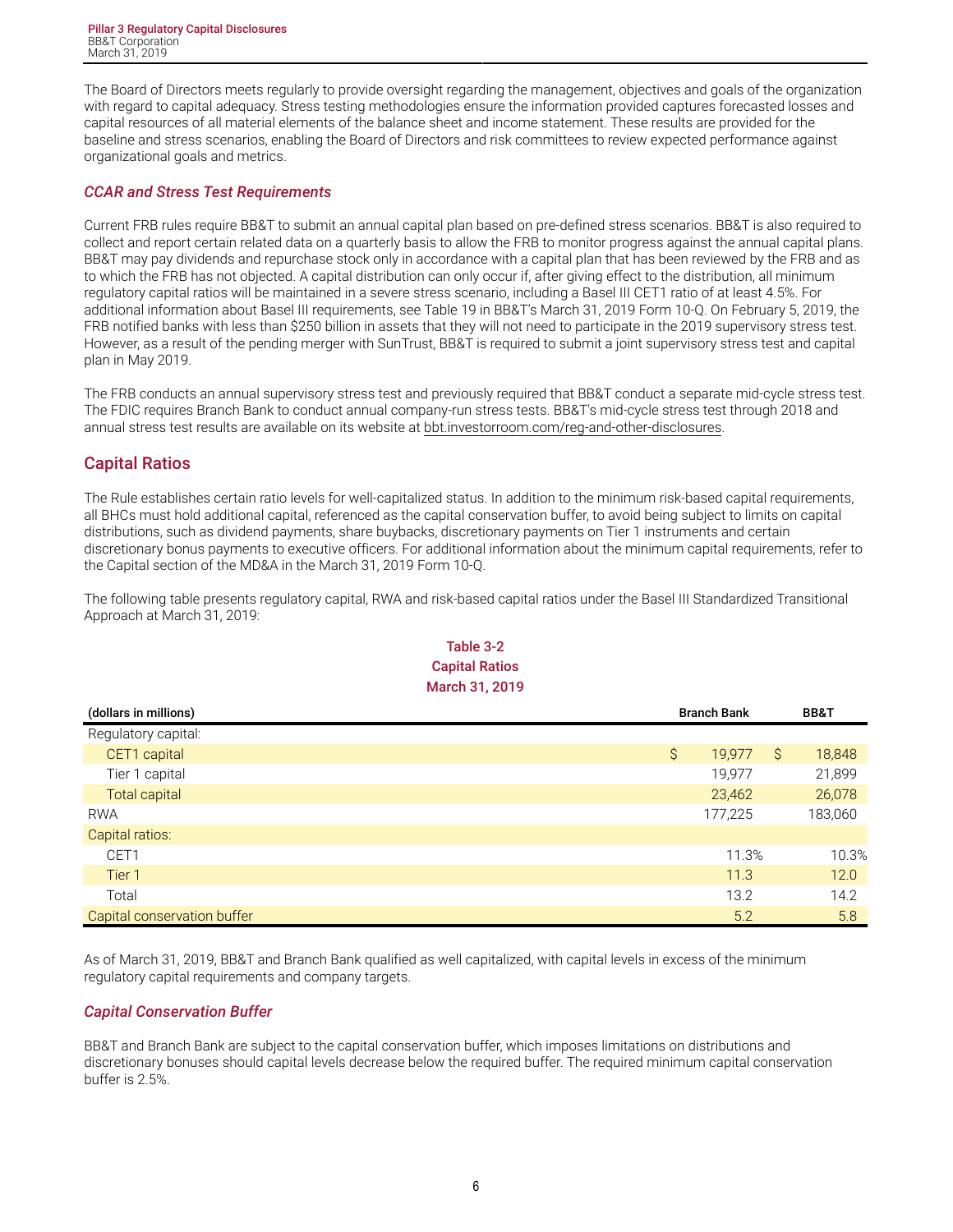The Board of Directors meets regularly to provide oversight regarding the management, objectives and goals of the organization with regard to capital adequacy. Stress testing methodologies ensure the information provided captures forecasted losses and capital resources of all material elements of the balance sheet and income statement. These results are provided for the baseline and stress scenarios, enabling the Board of Directors and risk committees to review expected performance against organizational goals and metrics.

### *CCAR and Stress Test Requirements*

Current FRB rules require BB&T to submit an annual capital plan based on pre-defined stress scenarios. BB&T is also required to collect and report certain related data on a quarterly basis to allow the FRB to monitor progress against the annual capital plans. BB&T may pay dividends and repurchase stock only in accordance with a capital plan that has been reviewed by the FRB and as to which the FRB has not objected. A capital distribution can only occur if, after giving effect to the distribution, all minimum regulatory capital ratios will be maintained in a severe stress scenario, including a Basel III CET1 ratio of at least 4.5%. For additional information about Basel III requirements, see Table 19 in BB&T's March 31, 2019 Form 10-Q. On February 5, 2019, the FRB notified banks with less than $250 billion in assets that they will not need to participate in the 2019 supervisory stress test. However, as a result of the pending merger with SunTrust, BB&T is required to submit a joint supervisory stress test and capital plan in May 2019.

The FRB conducts an annual supervisory stress test and previously required that BB&T conduct a separate mid-cycle stress test. The FDIC requires Branch Bank to conduct annual company-run stress tests. BB&T's mid-cycle stress test through 2018 and annual stress test results are available on its website at bbt.investorroom.com/reg-and-other-disclosures.

## Capital Ratios

The Rule establishes certain ratio levels for well-capitalized status. In addition to the minimum risk-based capital requirements, all BHCs must hold additional capital, referenced as the capital conservation buffer, to avoid being subject to limits on capital distributions, such as dividend payments, share buybacks, discretionary payments on Tier 1 instruments and certain discretionary bonus payments to executive officers. For additional information about the minimum capital requirements, refer to the Capital section of the MD&A in the March 31, 2019 Form 10-Q.

The following table presents regulatory capital, RWA and risk-based capital ratios under the Basel III Standardized Transitional Approach at March 31, 2019:

**Table 3-2**
**Capital Ratios**
**March 31, 2019**

| (dollars in millions) | Branch Bank | BB&T |
|---|---|---|
| Regulatory capital: | | |
| CET1 capital | $ 19,977 | $ 18,848 |
| Tier 1 capital | 19,977 | 21,899 |
| Total capital | 23,462 | 26,078 |
| RWA | 177,225 | 183,060 |
| Capital ratios: | | |
| CET1 | 11.3% | 10.3% |
| Tier 1 | 11.3 | 12.0 |
| Total | 13.2 | 14.2 |
| Capital conservation buffer | 5.2 | 5.8 |

As of March 31, 2019, BB&T and Branch Bank qualified as well capitalized, with capital levels in excess of the minimum regulatory capital requirements and company targets.

### *Capital Conservation Buffer*

BB&T and Branch Bank are subject to the capital conservation buffer, which imposes limitations on distributions and discretionary bonuses should capital levels decrease below the required buffer. The required minimum capital conservation buffer is 2.5%.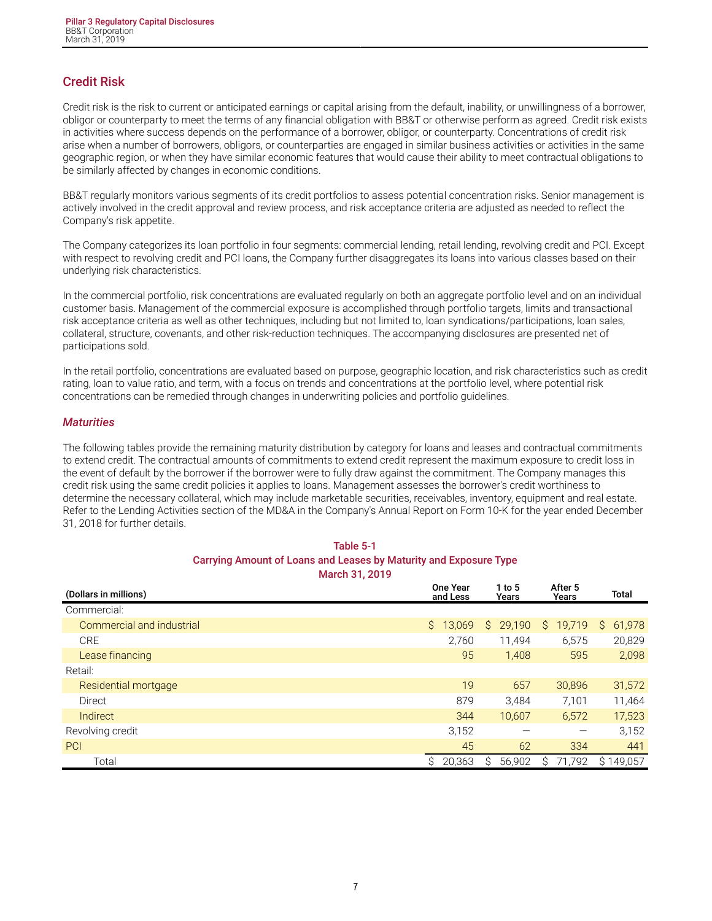## Credit Risk

Credit risk is the risk to current or anticipated earnings or capital arising from the default, inability, or unwillingness of a borrower, obligor or counterparty to meet the terms of any financial obligation with BB&T or otherwise perform as agreed. Credit risk exists in activities where success depends on the performance of a borrower, obligor, or counterparty. Concentrations of credit risk arise when a number of borrowers, obligors, or counterparties are engaged in similar business activities or activities in the same geographic region, or when they have similar economic features that would cause their ability to meet contractual obligations to be similarly affected by changes in economic conditions.

BB&T regularly monitors various segments of its credit portfolios to assess potential concentration risks. Senior management is actively involved in the credit approval and review process, and risk acceptance criteria are adjusted as needed to reflect the Company's risk appetite.

The Company categorizes its loan portfolio in four segments: commercial lending, retail lending, revolving credit and PCI. Except with respect to revolving credit and PCI loans, the Company further disaggregates its loans into various classes based on their underlying risk characteristics.

In the commercial portfolio, risk concentrations are evaluated regularly on both an aggregate portfolio level and on an individual customer basis. Management of the commercial exposure is accomplished through portfolio targets, limits and transactional risk acceptance criteria as well as other techniques, including but not limited to, loan syndications/participations, loan sales, collateral, structure, covenants, and other risk-reduction techniques. The accompanying disclosures are presented net of participations sold.

In the retail portfolio, concentrations are evaluated based on purpose, geographic location, and risk characteristics such as credit rating, loan to value ratio, and term, with a focus on trends and concentrations at the portfolio level, where potential risk concentrations can be remedied through changes in underwriting policies and portfolio guidelines.

### *Maturities*

The following tables provide the remaining maturity distribution by category for loans and leases and contractual commitments to extend credit. The contractual amounts of commitments to extend credit represent the maximum exposure to credit loss in the event of default by the borrower if the borrower were to fully draw against the commitment. The Company manages this credit risk using the same credit policies it applies to loans. Management assesses the borrower's credit worthiness to determine the necessary collateral, which may include marketable securities, receivables, inventory, equipment and real estate. Refer to the Lending Activities section of the MD&A in the Company's Annual Report on Form 10-K for the year ended December 31, 2018 for further details.

**Table 5-1**
**Carrying Amount of Loans and Leases by Maturity and Exposure Type**
**March 31, 2019**

| (Dollars in millions) | One Year and Less | 1 to 5 Years | After 5 Years | Total |
|---|---|---|---|---|
| Commercial: | | | | |
| Commercial and industrial | $ 13,069 | $ 29,190 | $ 19,719 | $ 61,978 |
| CRE | 2,760 | 11,494 | 6,575 | 20,829 |
| Lease financing | 95 | 1,408 | 595 | 2,098 |
| Retail: | | | | |
| Residential mortgage | 19 | 657 | 30,896 | 31,572 |
| Direct | 879 | 3,484 | 7,101 | 11,464 |
| Indirect | 344 | 10,607 | 6,572 | 17,523 |
| Revolving credit | 3,152 | — | — | 3,152 |
| PCI | 45 | 62 | 334 | 441 |
| Total | $ 20,363 | $ 56,902 | $ 71,792 | $ 149,057 |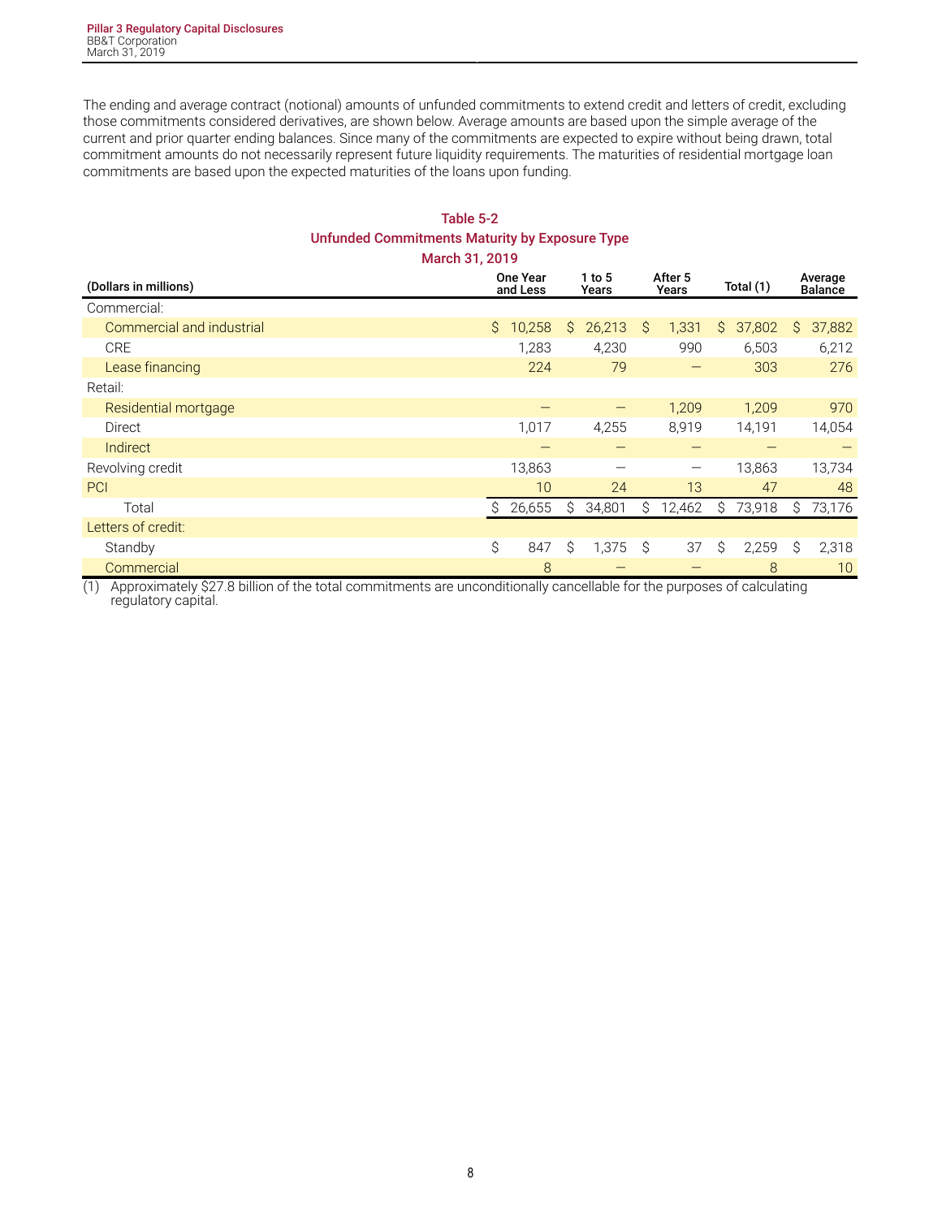The ending and average contract (notional) amounts of unfunded commitments to extend credit and letters of credit, excluding those commitments considered derivatives, are shown below. Average amounts are based upon the simple average of the current and prior quarter ending balances. Since many of the commitments are expected to expire without being drawn, total commitment amounts do not necessarily represent future liquidity requirements. The maturities of residential mortgage loan commitments are based upon the expected maturities of the loans upon funding.

**Table 5-2**
**Unfunded Commitments Maturity by Exposure Type**
**March 31, 2019**

| (Dollars in millions) | One Year and Less | 1 to 5 Years | After 5 Years | Total (1) | Average Balance |
|---|---|---|---|---|---|
| Commercial: | | | | | |
| Commercial and industrial | $ 10,258 | $ 26,213 | $ 1,331 | $ 37,802 | $ 37,882 |
| CRE | 1,283 | 4,230 | 990 | 6,503 | 6,212 |
| Lease financing | 224 | 79 | — | 303 | 276 |
| Retail: | | | | | |
| Residential mortgage | — | — | 1,209 | 1,209 | 970 |
| Direct | 1,017 | 4,255 | 8,919 | 14,191 | 14,054 |
| Indirect | — | — | — | — | — |
| Revolving credit | 13,863 | — | — | 13,863 | 13,734 |
| PCI | 10 | 24 | 13 | 47 | 48 |
| Total | $ 26,655 | $ 34,801 | $ 12,462 | $ 73,918 | $ 73,176 |
| Letters of credit: | | | | | |
| Standby | $ 847 | $ 1,375 | $ 37 | $ 2,259 | $ 2,318 |
| Commercial | 8 | — | — | 8 | 10 |

(1) Approximately $27.8 billion of the total commitments are unconditionally cancellable for the purposes of calculating regulatory capital.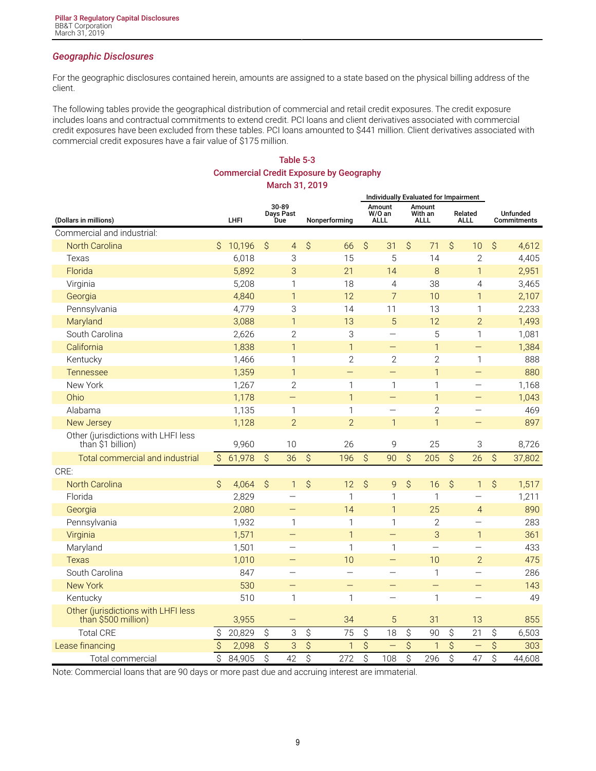## Geographic Disclosures

For the geographic disclosures contained herein, amounts are assigned to a state based on the physical billing address of the client.

The following tables provide the geographical distribution of commercial and retail credit exposures. The credit exposure includes loans and contractual commitments to extend credit. PCI loans and client derivatives associated with commercial credit exposures have been excluded from these tables. PCI loans amounted to $441 million. Client derivatives associated with commercial credit exposures have a fair value of $175 million.

**Table 5-3**
**Commercial Credit Exposure by Geography**
**March 31, 2019**

| | | | | Individually Evaluated for Impairment | | | |
|---|---|---|---|---|---|---|---|
| (Dollars in millions) | LHFI | 30-89 Days Past Due | Nonperforming | Amount W/O an ALLL | Amount With an ALLL | Related ALLL | Unfunded Commitments |
| Commercial and industrial: | | | | | | | |
| North Carolina | $ 10,196 | $ 4 | $ 66 | $ 31 | $ 71 | $ 10 | $ 4,612 |
| Texas | 6,018 | 3 | 15 | 5 | 14 | 2 | 4,405 |
| Florida | 5,892 | 3 | 21 | 14 | 8 | 1 | 2,951 |
| Virginia | 5,208 | 1 | 18 | 4 | 38 | 4 | 3,465 |
| Georgia | 4,840 | 1 | 12 | 7 | 10 | 1 | 2,107 |
| Pennsylvania | 4,779 | 3 | 14 | 11 | 13 | 1 | 2,233 |
| Maryland | 3,088 | 1 | 13 | 5 | 12 | 2 | 1,493 |
| South Carolina | 2,626 | 2 | 3 | — | 5 | 1 | 1,081 |
| California | 1,838 | 1 | 1 | — | 1 | — | 1,384 |
| Kentucky | 1,466 | 1 | 2 | 2 | 2 | 1 | 888 |
| Tennessee | 1,359 | 1 | — | — | 1 | — | 880 |
| New York | 1,267 | 2 | 1 | 1 | 1 | — | 1,168 |
| Ohio | 1,178 | — | 1 | — | 1 | — | 1,043 |
| Alabama | 1,135 | 1 | 1 | — | 2 | — | 469 |
| New Jersey | 1,128 | 2 | 2 | 1 | 1 | — | 897 |
| Other (jurisdictions with LHFI less than $1 billion) | 9,960 | 10 | 26 | 9 | 25 | 3 | 8,726 |
| Total commercial and industrial | $ 61,978 | $ 36 | $ 196 | $ 90 | $ 205 | $ 26 | $ 37,802 |
| CRE: | | | | | | | |
| North Carolina | $ 4,064 | $ 1 | $ 12 | $ 9 | $ 16 | $ 1 | $ 1,517 |
| Florida | 2,829 | — | 1 | 1 | 1 | — | 1,211 |
| Georgia | 2,080 | — | 14 | 1 | 25 | 4 | 890 |
| Pennsylvania | 1,932 | 1 | 1 | 1 | 2 | — | 283 |
| Virginia | 1,571 | — | 1 | — | 3 | 1 | 361 |
| Maryland | 1,501 | — | 1 | 1 | — | — | 433 |
| Texas | 1,010 | — | 10 | — | 10 | 2 | 475 |
| South Carolina | 847 | — | — | — | 1 | — | 286 |
| New York | 530 | — | — | — | — | — | 143 |
| Kentucky | 510 | 1 | 1 | — | 1 | — | 49 |
| Other (jurisdictions with LHFI less than $500 million) | 3,955 | — | 34 | 5 | 31 | 13 | 855 |
| Total CRE | $ 20,829 | $ 3 | $ 75 | $ 18 | $ 90 | $ 21 | $ 6,503 |
| Lease financing | $ 2,098 | $ 3 | $ 1 | $ — | $ 1 | $ — | $ 303 |
| Total commercial | $ 84,905 | $ 42 | $ 272 | $ 108 | $ 296 | $ 47 | $ 44,608 |

Note: Commercial loans that are 90 days or more past due and accruing interest are immaterial.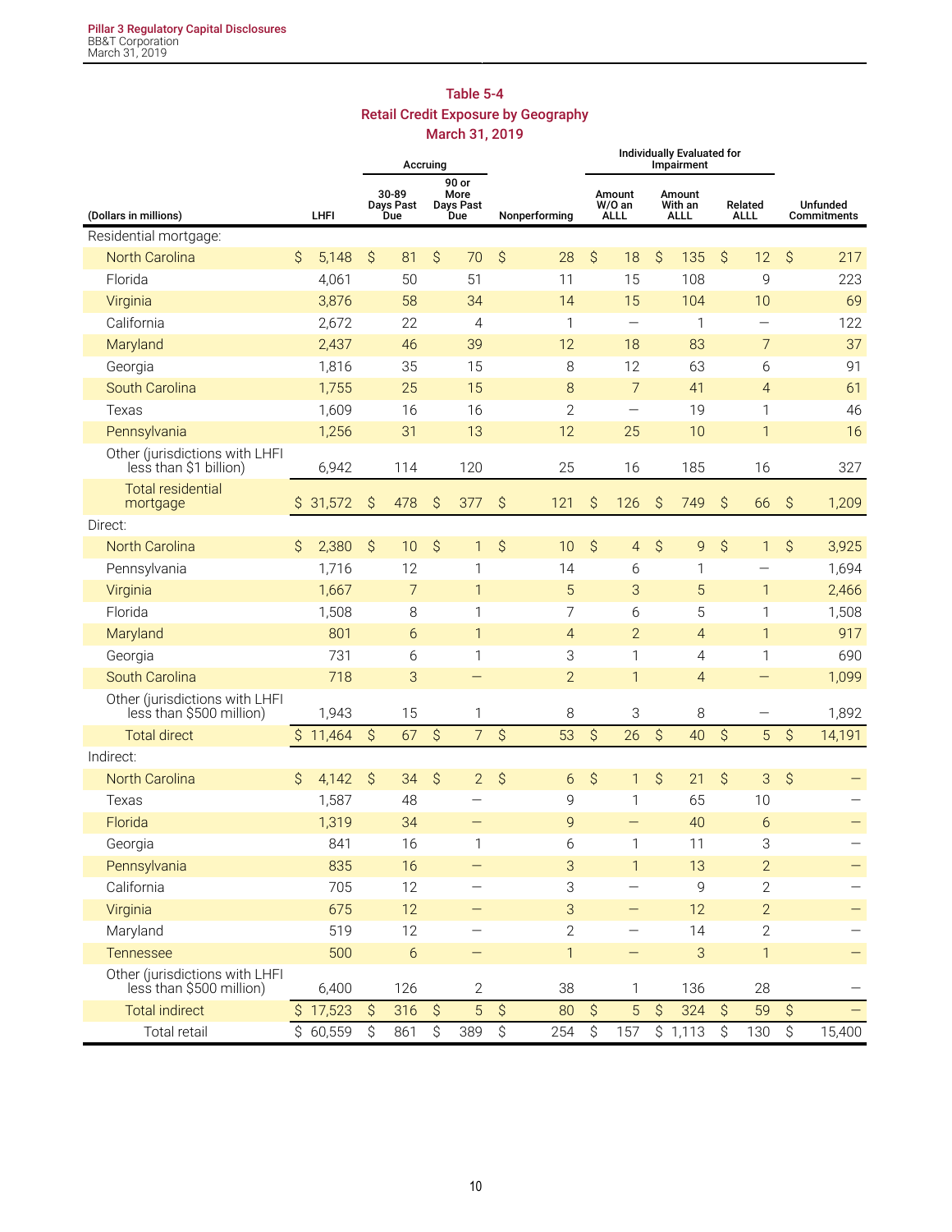## Table 5-4
## Retail Credit Exposure by Geography
## March 31, 2019

| (Dollars in millions) | LHFI | Accruing | | Nonperforming | Individually Evaluated for Impairment | | | Unfunded Commitments |
|---|---|---|---|---|---|---|---|---|
| | | 30-89 Days Past Due | 90 or More Days Past Due | | Amount W/O an ALLL | Amount With an ALLL | Related ALLL | |
| Residential mortgage: | | | | | | | | |
| North Carolina | $ 5,148 | $ 81 | $ 70 | $ 28 | $ 18 | $ 135 | $ 12 | $ 217 |
| Florida | 4,061 | 50 | 51 | 11 | 15 | 108 | 9 | 223 |
| Virginia | 3,876 | 58 | 34 | 14 | 15 | 104 | 10 | 69 |
| California | 2,672 | 22 | 4 | 1 | — | 1 | — | 122 |
| Maryland | 2,437 | 46 | 39 | 12 | 18 | 83 | 7 | 37 |
| Georgia | 1,816 | 35 | 15 | 8 | 12 | 63 | 6 | 91 |
| South Carolina | 1,755 | 25 | 15 | 8 | 7 | 41 | 4 | 61 |
| Texas | 1,609 | 16 | 16 | 2 | — | 19 | 1 | 46 |
| Pennsylvania | 1,256 | 31 | 13 | 12 | 25 | 10 | 1 | 16 |
| Other (jurisdictions with LHFI less than $1 billion) | 6,942 | 114 | 120 | 25 | 16 | 185 | 16 | 327 |
| Total residential mortgage | $ 31,572 | $ 478 | $ 377 | $ 121 | $ 126 | $ 749 | $ 66 | $ 1,209 |
| Direct: | | | | | | | | |
| North Carolina | $ 2,380 | $ 10 | $ 1 | $ 10 | $ 4 | $ 9 | $ 1 | $ 3,925 |
| Pennsylvania | 1,716 | 12 | 1 | 14 | 6 | 1 | — | 1,694 |
| Virginia | 1,667 | 7 | 1 | 5 | 3 | 5 | 1 | 2,466 |
| Florida | 1,508 | 8 | 1 | 7 | 6 | 5 | 1 | 1,508 |
| Maryland | 801 | 6 | 1 | 4 | 2 | 4 | 1 | 917 |
| Georgia | 731 | 6 | 1 | 3 | 1 | 4 | 1 | 690 |
| South Carolina | 718 | 3 | — | 2 | 1 | 4 | — | 1,099 |
| Other (jurisdictions with LHFI less than $500 million) | 1,943 | 15 | 1 | 8 | 3 | 8 | — | 1,892 |
| Total direct | $ 11,464 | $ 67 | $ 7 | $ 53 | $ 26 | $ 40 | $ 5 | $ 14,191 |
| Indirect: | | | | | | | | |
| North Carolina | $ 4,142 | $ 34 | $ 2 | $ 6 | $ 1 | $ 21 | $ 3 | $ — |
| Texas | 1,587 | 48 | — | 9 | 1 | 65 | 10 | — |
| Florida | 1,319 | 34 | — | 9 | — | 40 | 6 | — |
| Georgia | 841 | 16 | 1 | 6 | 1 | 11 | 3 | — |
| Pennsylvania | 835 | 16 | — | 3 | 1 | 13 | 2 | — |
| California | 705 | 12 | — | 3 | — | 9 | 2 | — |
| Virginia | 675 | 12 | — | 3 | — | 12 | 2 | — |
| Maryland | 519 | 12 | — | 2 | — | 14 | 2 | — |
| Tennessee | 500 | 6 | — | 1 | — | 3 | 1 | — |
| Other (jurisdictions with LHFI less than $500 million) | 6,400 | 126 | 2 | 38 | 1 | 136 | 28 | — |
| Total indirect | $ 17,523 | $ 316 | $ 5 | $ 80 | $ 5 | $ 324 | $ 59 | $ — |
| Total retail | $ 60,559 | $ 861 | $ 389 | $ 254 | $ 157 | $ 1,113 | $ 130 | $ 15,400 |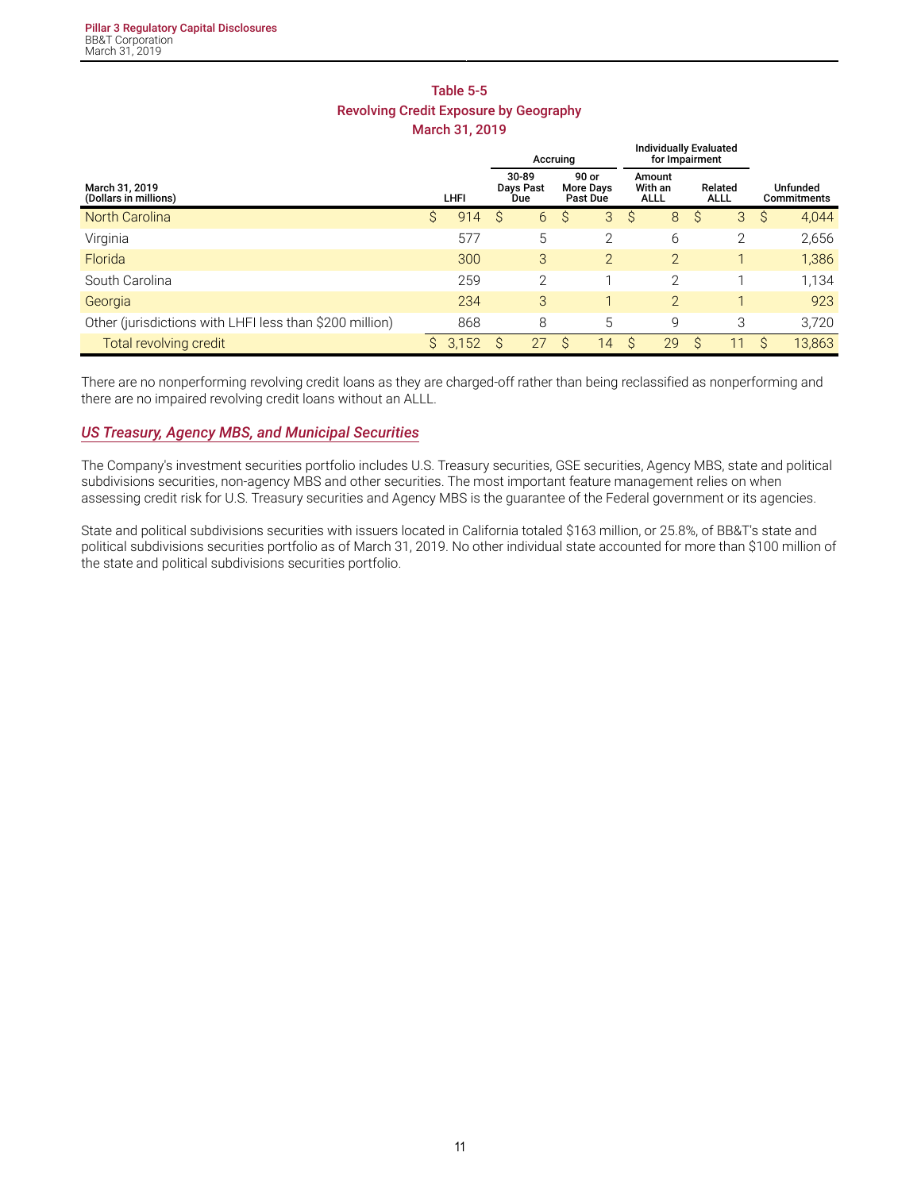## Table 5-5
## Revolving Credit Exposure by Geography
## March 31, 2019

| March 31, 2019 (Dollars in millions) | LHFI | Accruing | | Individually Evaluated for Impairment | | Unfunded Commitments |
|---|---|---|---|---|---|---|
| | | 30-89 Days Past Due | 90 or More Days Past Due | Amount With an ALLL | Related ALLL | |
| North Carolina | $ 914 | $ 6 | $ 3 | $ 8 | $ 3 | $ 4,044 |
| Virginia | 577 | 5 | 2 | 6 | 2 | 2,656 |
| Florida | 300 | 3 | 2 | 2 | 1 | 1,386 |
| South Carolina | 259 | 2 | 1 | 2 | 1 | 1,134 |
| Georgia | 234 | 3 | 1 | 2 | 1 | 923 |
| Other (jurisdictions with LHFI less than $200 million) | 868 | 8 | 5 | 9 | 3 | 3,720 |
| Total revolving credit | $ 3,152 | $ 27 | $ 14 | $ 29 | $ 11 | $ 13,863 |

There are no nonperforming revolving credit loans as they are charged-off rather than being reclassified as nonperforming and there are no impaired revolving credit loans without an ALLL.

### *US Treasury, Agency MBS, and Municipal Securities*

The Company's investment securities portfolio includes U.S. Treasury securities, GSE securities, Agency MBS, state and political subdivisions securities, non-agency MBS and other securities. The most important feature management relies on when assessing credit risk for U.S. Treasury securities and Agency MBS is the guarantee of the Federal government or its agencies.

State and political subdivisions securities with issuers located in California totaled $163 million, or 25.8%, of BB&T's state and political subdivisions securities portfolio as of March 31, 2019. No other individual state accounted for more than $100 million of the state and political subdivisions securities portfolio.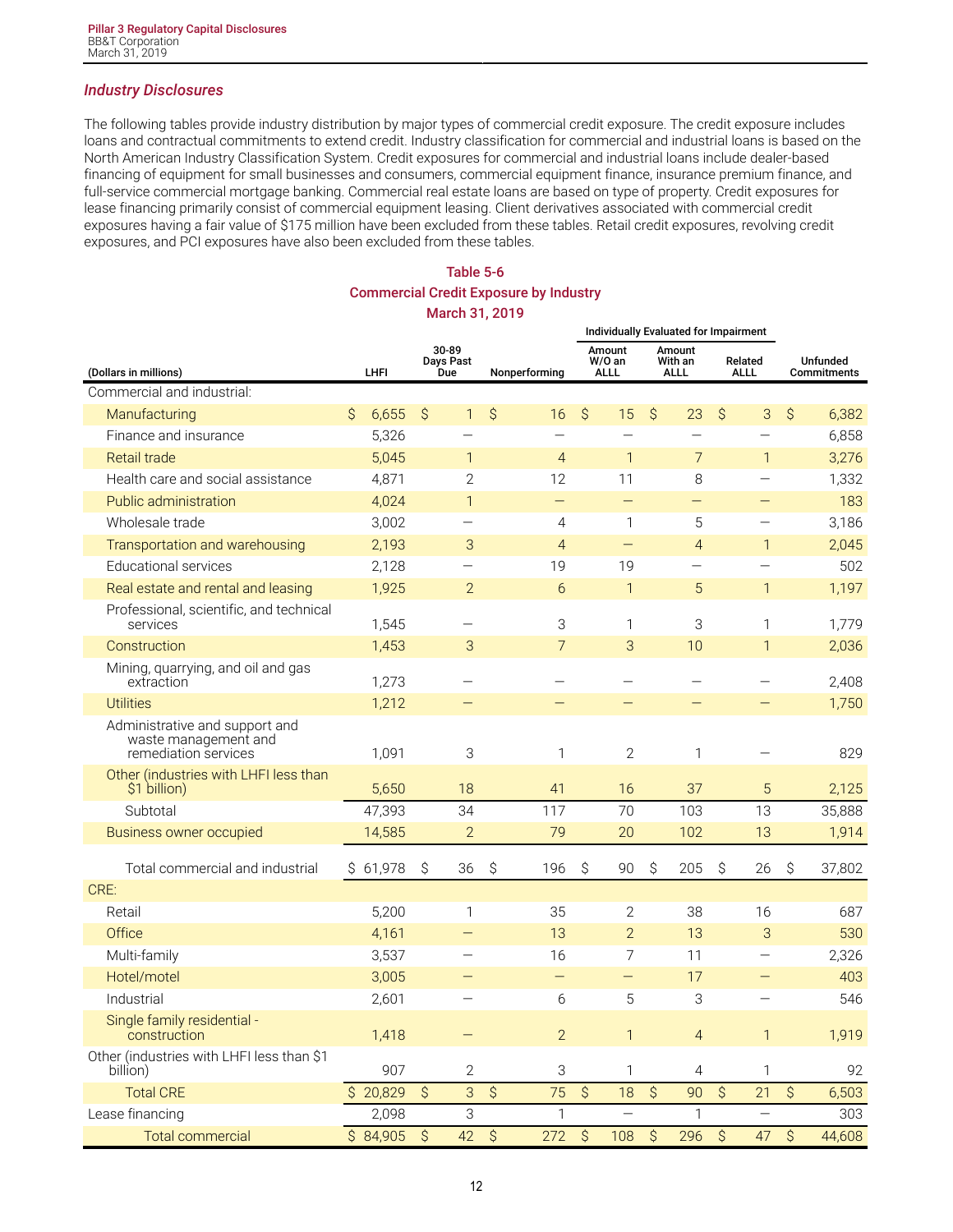## *Industry Disclosures*

The following tables provide industry distribution by major types of commercial credit exposure. The credit exposure includes loans and contractual commitments to extend credit. Industry classification for commercial and industrial loans is based on the North American Industry Classification System. Credit exposures for commercial and industrial loans include dealer-based financing of equipment for small businesses and consumers, commercial equipment finance, insurance premium finance, and full-service commercial mortgage banking. Commercial real estate loans are based on type of property. Credit exposures for lease financing primarily consist of commercial equipment leasing. Client derivatives associated with commercial credit exposures having a fair value of $175 million have been excluded from these tables. Retail credit exposures, revolving credit exposures, and PCI exposures have also been excluded from these tables.

**Table 5-6**
**Commercial Credit Exposure by Industry**
**March 31, 2019**

| | | | | Individually Evaluated for Impairment | | | |
|---|---|---|---|---|---|---|---|
| (Dollars in millions) | LHFI | 30-89 Days Past Due | Nonperforming | Amount W/O an ALLL | Amount With an ALLL | Related ALLL | Unfunded Commitments |
| Commercial and industrial: | | | | | | | |
| Manufacturing | $ 6,655 | $ 1 | $ 16 | $ 15 | $ 23 | $ 3 | $ 6,382 |
| Finance and insurance | 5,326 | — | — | — | — | — | 6,858 |
| Retail trade | 5,045 | 1 | 4 | 1 | 7 | 1 | 3,276 |
| Health care and social assistance | 4,871 | 2 | 12 | 11 | 8 | — | 1,332 |
| Public administration | 4,024 | 1 | — | — | — | — | 183 |
| Wholesale trade | 3,002 | — | 4 | 1 | 5 | — | 3,186 |
| Transportation and warehousing | 2,193 | 3 | 4 | — | 4 | 1 | 2,045 |
| Educational services | 2,128 | — | 19 | 19 | — | — | 502 |
| Real estate and rental and leasing | 1,925 | 2 | 6 | 1 | 5 | 1 | 1,197 |
| Professional, scientific, and technical services | 1,545 | — | 3 | 1 | 3 | 1 | 1,779 |
| Construction | 1,453 | 3 | 7 | 3 | 10 | 1 | 2,036 |
| Mining, quarrying, and oil and gas extraction | 1,273 | — | — | — | — | — | 2,408 |
| Utilities | 1,212 | — | — | — | — | — | 1,750 |
| Administrative and support and waste management and remediation services | 1,091 | 3 | 1 | 2 | 1 | — | 829 |
| Other (industries with LHFI less than $1 billion) | 5,650 | 18 | 41 | 16 | 37 | 5 | 2,125 |
| Subtotal | 47,393 | 34 | 117 | 70 | 103 | 13 | 35,888 |
| Business owner occupied | 14,585 | 2 | 79 | 20 | 102 | 13 | 1,914 |
| Total commercial and industrial | $ 61,978 | $ 36 | $ 196 | $ 90 | $ 205 | $ 26 | $ 37,802 |
| CRE: | | | | | | | |
| Retail | 5,200 | 1 | 35 | 2 | 38 | 16 | 687 |
| Office | 4,161 | — | 13 | 2 | 13 | 3 | 530 |
| Multi-family | 3,537 | — | 16 | 7 | 11 | — | 2,326 |
| Hotel/motel | 3,005 | — | — | — | 17 | — | 403 |
| Industrial | 2,601 | — | 6 | 5 | 3 | — | 546 |
| Single family residential - construction | 1,418 | — | 2 | 1 | 4 | 1 | 1,919 |
| Other (industries with LHFI less than $1 billion) | 907 | 2 | 3 | 1 | 4 | 1 | 92 |
| Total CRE | $ 20,829 | $ 3 | $ 75 | $ 18 | $ 90 | $ 21 | $ 6,503 |
| Lease financing | 2,098 | 3 | 1 | — | 1 | — | 303 |
| Total commercial | $ 84,905 | $ 42 | $ 272 | $ 108 | $ 296 | $ 47 | $ 44,608 |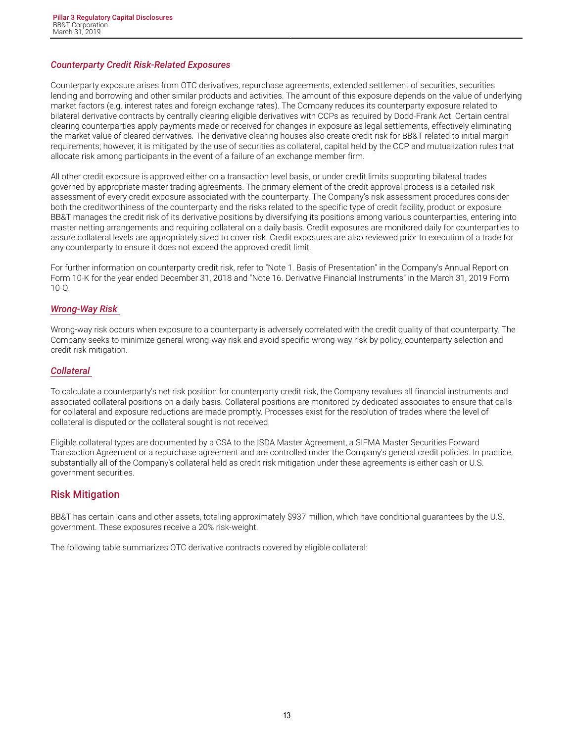### *Counterparty Credit Risk-Related Exposures*

Counterparty exposure arises from OTC derivatives, repurchase agreements, extended settlement of securities, securities lending and borrowing and other similar products and activities. The amount of this exposure depends on the value of underlying market factors (e.g. interest rates and foreign exchange rates). The Company reduces its counterparty exposure related to bilateral derivative contracts by centrally clearing eligible derivatives with CCPs as required by Dodd-Frank Act. Certain central clearing counterparties apply payments made or received for changes in exposure as legal settlements, effectively eliminating the market value of cleared derivatives. The derivative clearing houses also create credit risk for BB&T related to initial margin requirements; however, it is mitigated by the use of securities as collateral, capital held by the CCP and mutualization rules that allocate risk among participants in the event of a failure of an exchange member firm.

All other credit exposure is approved either on a transaction level basis, or under credit limits supporting bilateral trades governed by appropriate master trading agreements. The primary element of the credit approval process is a detailed risk assessment of every credit exposure associated with the counterparty. The Company's risk assessment procedures consider both the creditworthiness of the counterparty and the risks related to the specific type of credit facility, product or exposure. BB&T manages the credit risk of its derivative positions by diversifying its positions among various counterparties, entering into master netting arrangements and requiring collateral on a daily basis. Credit exposures are monitored daily for counterparties to assure collateral levels are appropriately sized to cover risk. Credit exposures are also reviewed prior to execution of a trade for any counterparty to ensure it does not exceed the approved credit limit.

For further information on counterparty credit risk, refer to "Note 1. Basis of Presentation" in the Company's Annual Report on Form 10-K for the year ended December 31, 2018 and "Note 16. Derivative Financial Instruments" in the March 31, 2019 Form 10-Q.

### *Wrong-Way Risk*

Wrong-way risk occurs when exposure to a counterparty is adversely correlated with the credit quality of that counterparty. The Company seeks to minimize general wrong-way risk and avoid specific wrong-way risk by policy, counterparty selection and credit risk mitigation.

### *Collateral*

To calculate a counterparty's net risk position for counterparty credit risk, the Company revalues all financial instruments and associated collateral positions on a daily basis. Collateral positions are monitored by dedicated associates to ensure that calls for collateral and exposure reductions are made promptly. Processes exist for the resolution of trades where the level of collateral is disputed or the collateral sought is not received.

Eligible collateral types are documented by a CSA to the ISDA Master Agreement, a SIFMA Master Securities Forward Transaction Agreement or a repurchase agreement and are controlled under the Company's general credit policies. In practice, substantially all of the Company's collateral held as credit risk mitigation under these agreements is either cash or U.S. government securities.

## Risk Mitigation

BB&T has certain loans and other assets, totaling approximately $937 million, which have conditional guarantees by the U.S. government. These exposures receive a 20% risk-weight.

The following table summarizes OTC derivative contracts covered by eligible collateral: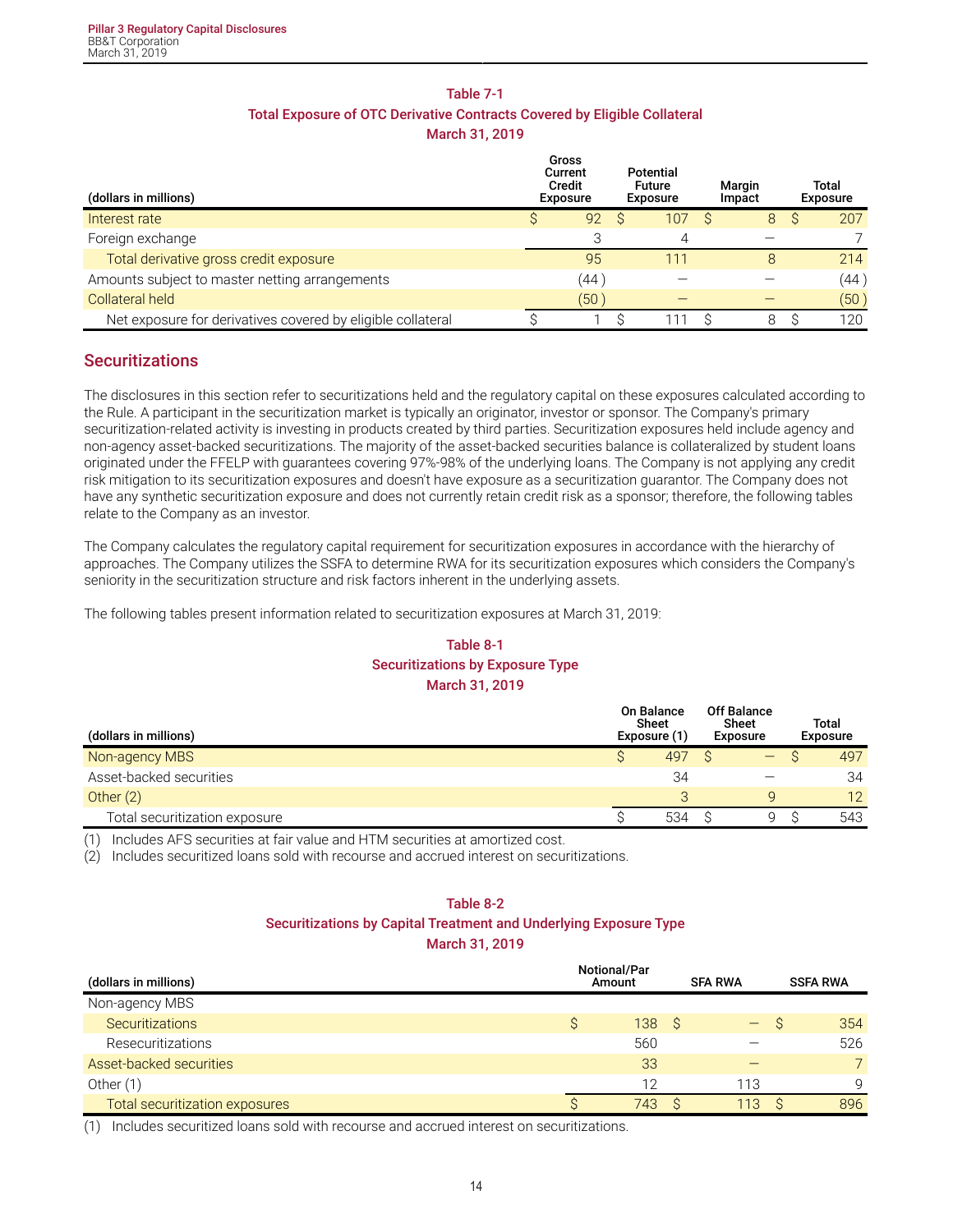**Table 7-1**
**Total Exposure of OTC Derivative Contracts Covered by Eligible Collateral**
**March 31, 2019**

| (dollars in millions) | Gross Current Credit Exposure | Potential Future Exposure | Margin Impact | Total Exposure |
|---|---|---|---|---|
| Interest rate | $ 92 | $ 107 | $ 8 | $ 207 |
| Foreign exchange | 3 | 4 | — | 7 |
| Total derivative gross credit exposure | 95 | 111 | 8 | 214 |
| Amounts subject to master netting arrangements | (44) | — | — | (44) |
| Collateral held | (50) | — | — | (50) |
| Net exposure for derivatives covered by eligible collateral | $ 1 | $ 111 | $ 8 | $ 120 |

## Securitizations

The disclosures in this section refer to securitizations held and the regulatory capital on these exposures calculated according to the Rule. A participant in the securitization market is typically an originator, investor or sponsor. The Company's primary securitization-related activity is investing in products created by third parties. Securitization exposures held include agency and non-agency asset-backed securitizations. The majority of the asset-backed securities balance is collateralized by student loans originated under the FFELP with guarantees covering 97%-98% of the underlying loans. The Company is not applying any credit risk mitigation to its securitization exposures and doesn't have exposure as a securitization guarantor. The Company does not have any synthetic securitization exposure and does not currently retain credit risk as a sponsor; therefore, the following tables relate to the Company as an investor.

The Company calculates the regulatory capital requirement for securitization exposures in accordance with the hierarchy of approaches. The Company utilizes the SSFA to determine RWA for its securitization exposures which considers the Company's seniority in the securitization structure and risk factors inherent in the underlying assets.

The following tables present information related to securitization exposures at March 31, 2019:

**Table 8-1**
**Securitizations by Exposure Type**
**March 31, 2019**

| (dollars in millions) | On Balance Sheet Exposure (1) | Off Balance Sheet Exposure | Total Exposure |
|---|---|---|---|
| Non-agency MBS | $ 497 | $ — | $ 497 |
| Asset-backed securities | 34 | — | 34 |
| Other (2) | 3 | 9 | 12 |
| Total securitization exposure | $ 534 | $ 9 | $ 543 |

(1) Includes AFS securities at fair value and HTM securities at amortized cost.
(2) Includes securitized loans sold with recourse and accrued interest on securitizations.

**Table 8-2**
**Securitizations by Capital Treatment and Underlying Exposure Type**
**March 31, 2019**

| (dollars in millions) | Notional/Par Amount | SFA RWA | SSFA RWA |
|---|---|---|---|
| Non-agency MBS | | | |
| Securitizations | $ 138 | $ — | $ 354 |
| Resecuritizations | 560 | — | 526 |
| Asset-backed securities | 33 | — | 7 |
| Other (1) | 12 | 113 | 9 |
| Total securitization exposures | $ 743 | $ 113 | $ 896 |

(1) Includes securitized loans sold with recourse and accrued interest on securitizations.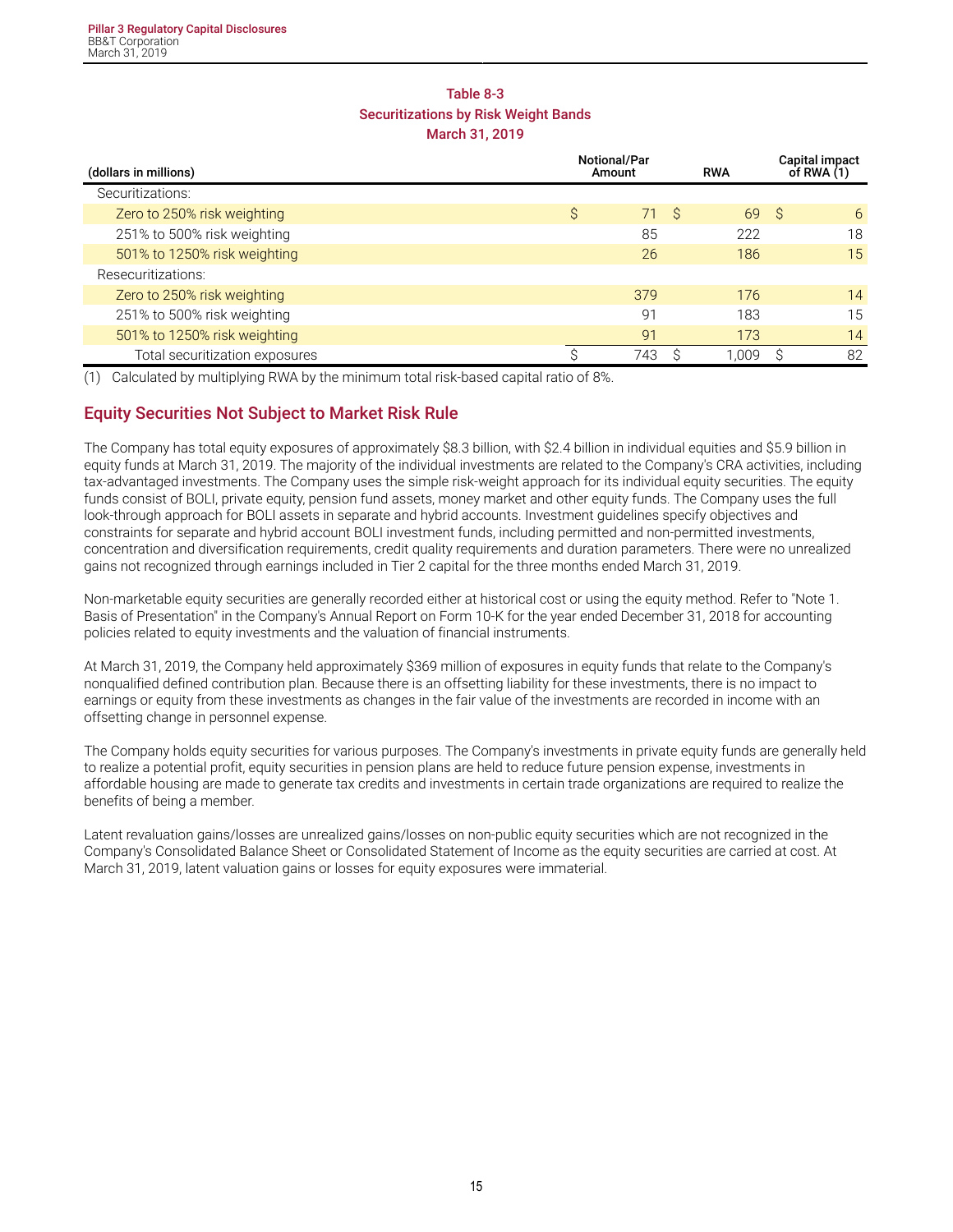**Table 8-3**
**Securitizations by Risk Weight Bands**
**March 31, 2019**

| (dollars in millions) | Notional/Par Amount | RWA | Capital impact of RWA (1) |
|---|---|---|---|
| Securitizations: | | | |
| Zero to 250% risk weighting | $ 71 | $ 69 | $ 6 |
| 251% to 500% risk weighting | 85 | 222 | 18 |
| 501% to 1250% risk weighting | 26 | 186 | 15 |
| Resecuritizations: | | | |
| Zero to 250% risk weighting | 379 | 176 | 14 |
| 251% to 500% risk weighting | 91 | 183 | 15 |
| 501% to 1250% risk weighting | 91 | 173 | 14 |
| Total securitization exposures | $ 743 | $ 1,009 | $ 82 |

(1) Calculated by multiplying RWA by the minimum total risk-based capital ratio of 8%.

## Equity Securities Not Subject to Market Risk Rule

The Company has total equity exposures of approximately $8.3 billion, with $2.4 billion in individual equities and $5.9 billion in equity funds at March 31, 2019. The majority of the individual investments are related to the Company's CRA activities, including tax-advantaged investments. The Company uses the simple risk-weight approach for its individual equity securities. The equity funds consist of BOLI, private equity, pension fund assets, money market and other equity funds. The Company uses the full look-through approach for BOLI assets in separate and hybrid accounts. Investment guidelines specify objectives and constraints for separate and hybrid account BOLI investment funds, including permitted and non-permitted investments, concentration and diversification requirements, credit quality requirements and duration parameters. There were no unrealized gains not recognized through earnings included in Tier 2 capital for the three months ended March 31, 2019.

Non-marketable equity securities are generally recorded either at historical cost or using the equity method. Refer to "Note 1. Basis of Presentation" in the Company's Annual Report on Form 10-K for the year ended December 31, 2018 for accounting policies related to equity investments and the valuation of financial instruments.

At March 31, 2019, the Company held approximately $369 million of exposures in equity funds that relate to the Company's nonqualified defined contribution plan. Because there is an offsetting liability for these investments, there is no impact to earnings or equity from these investments as changes in the fair value of the investments are recorded in income with an offsetting change in personnel expense.

The Company holds equity securities for various purposes. The Company's investments in private equity funds are generally held to realize a potential profit, equity securities in pension plans are held to reduce future pension expense, investments in affordable housing are made to generate tax credits and investments in certain trade organizations are required to realize the benefits of being a member.

Latent revaluation gains/losses are unrealized gains/losses on non-public equity securities which are not recognized in the Company's Consolidated Balance Sheet or Consolidated Statement of Income as the equity securities are carried at cost. At March 31, 2019, latent valuation gains or losses for equity exposures were immaterial.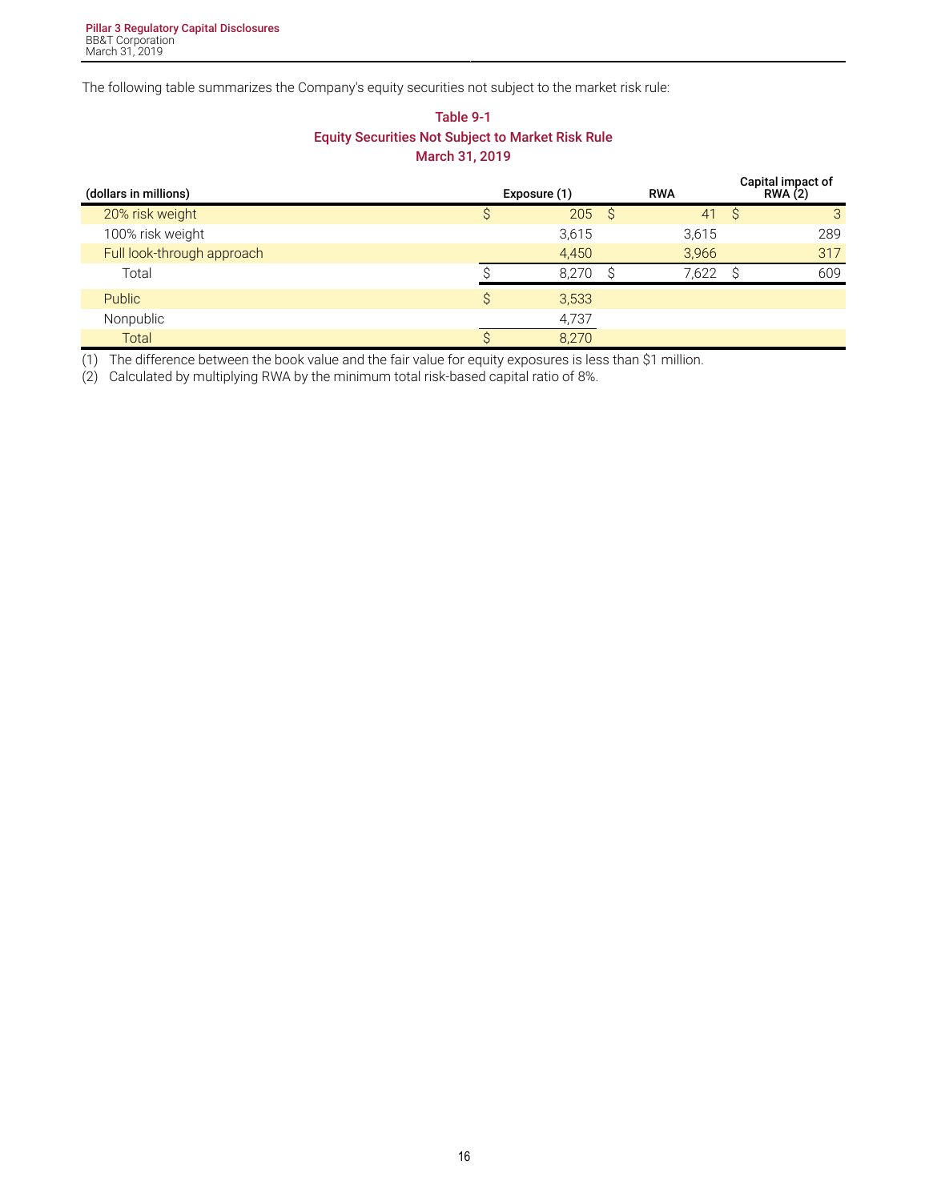The following table summarizes the Company's equity securities not subject to the market risk rule:

**Table 9-1**
**Equity Securities Not Subject to Market Risk Rule**
**March 31, 2019**

| (dollars in millions) | Exposure (1) | RWA | Capital impact of RWA (2) |
|---|---|---|---|
| 20% risk weight | $ 205 | $ 41 | $ 3 |
| 100% risk weight | 3,615 | 3,615 | 289 |
| Full look-through approach | 4,450 | 3,966 | 317 |
| Total | $ 8,270 | $ 7,622 | $ 609 |
| Public | $ 3,533 | | |
| Nonpublic | 4,737 | | |
| Total | $ 8,270 | | |

(1) The difference between the book value and the fair value for equity exposures is less than $1 million.
(2) Calculated by multiplying RWA by the minimum total risk-based capital ratio of 8%.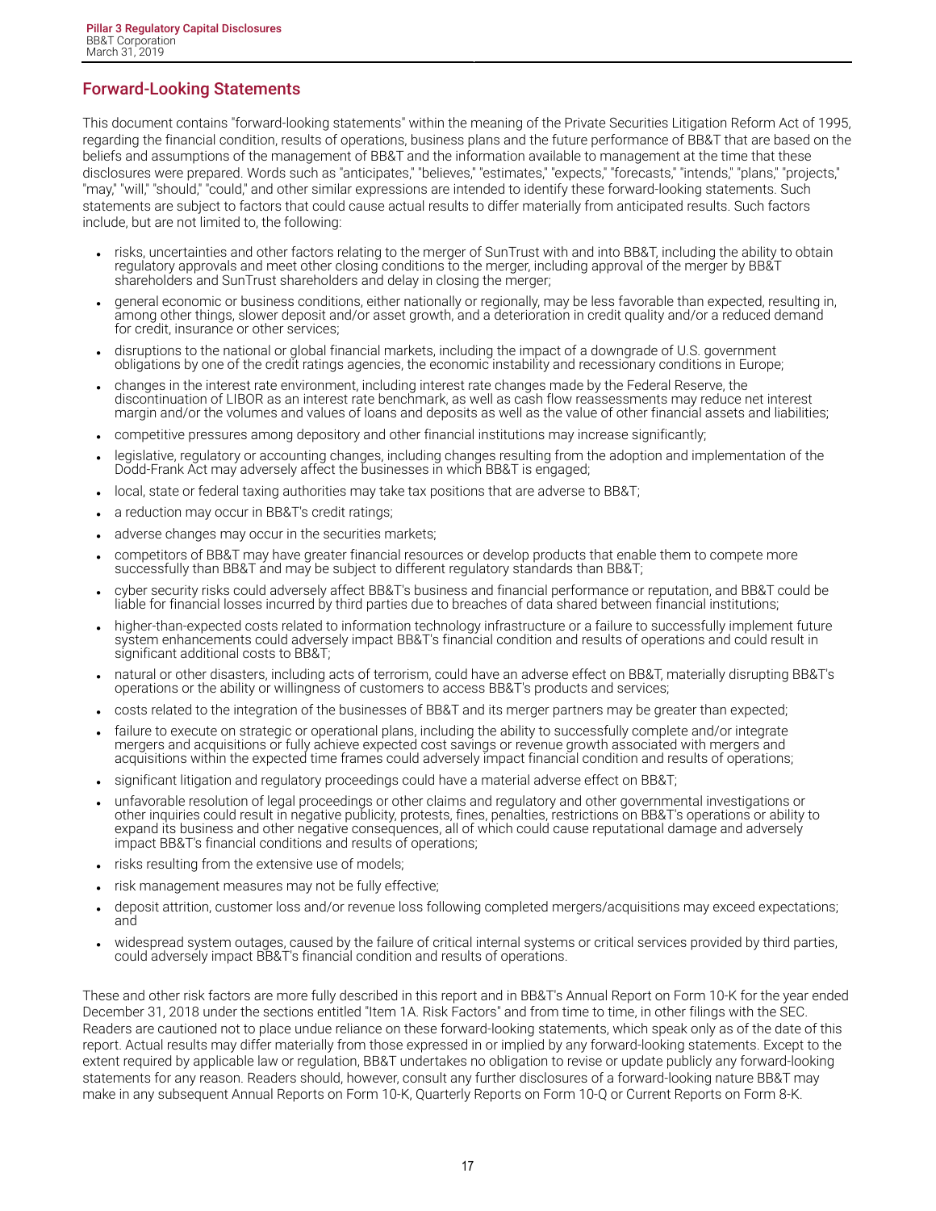## Forward-Looking Statements

This document contains "forward-looking statements" within the meaning of the Private Securities Litigation Reform Act of 1995, regarding the financial condition, results of operations, business plans and the future performance of BB&T that are based on the beliefs and assumptions of the management of BB&T and the information available to management at the time that these disclosures were prepared. Words such as "anticipates," "believes," "estimates," "expects," "forecasts," "intends," "plans," "projects," "may," "will," "should," "could," and other similar expressions are intended to identify these forward-looking statements. Such statements are subject to factors that could cause actual results to differ materially from anticipated results. Such factors include, but are not limited to, the following:

- risks, uncertainties and other factors relating to the merger of SunTrust with and into BB&T, including the ability to obtain regulatory approvals and meet other closing conditions to the merger, including approval of the merger by BB&T shareholders and SunTrust shareholders and delay in closing the merger;
- general economic or business conditions, either nationally or regionally, may be less favorable than expected, resulting in, among other things, slower deposit and/or asset growth, and a deterioration in credit quality and/or a reduced demand for credit, insurance or other services;
- disruptions to the national or global financial markets, including the impact of a downgrade of U.S. government obligations by one of the credit ratings agencies, the economic instability and recessionary conditions in Europe;
- changes in the interest rate environment, including interest rate changes made by the Federal Reserve, the discontinuation of LIBOR as an interest rate benchmark, as well as cash flow reassessments may reduce net interest margin and/or the volumes and values of loans and deposits as well as the value of other financial assets and liabilities;
- competitive pressures among depository and other financial institutions may increase significantly;
- legislative, regulatory or accounting changes, including changes resulting from the adoption and implementation of the Dodd-Frank Act may adversely affect the businesses in which BB&T is engaged;
- local, state or federal taxing authorities may take tax positions that are adverse to BB&T;
- a reduction may occur in BB&T's credit ratings;
- adverse changes may occur in the securities markets;
- competitors of BB&T may have greater financial resources or develop products that enable them to compete more successfully than BB&T and may be subject to different regulatory standards than BB&T;
- cyber security risks could adversely affect BB&T's business and financial performance or reputation, and BB&T could be liable for financial losses incurred by third parties due to breaches of data shared between financial institutions;
- higher-than-expected costs related to information technology infrastructure or a failure to successfully implement future system enhancements could adversely impact BB&T's financial condition and results of operations and could result in significant additional costs to BB&T;
- natural or other disasters, including acts of terrorism, could have an adverse effect on BB&T, materially disrupting BB&T's operations or the ability or willingness of customers to access BB&T's products and services;
- costs related to the integration of the businesses of BB&T and its merger partners may be greater than expected;
- failure to execute on strategic or operational plans, including the ability to successfully complete and/or integrate mergers and acquisitions or fully achieve expected cost savings or revenue growth associated with mergers and acquisitions within the expected time frames could adversely impact financial condition and results of operations;
- significant litigation and regulatory proceedings could have a material adverse effect on BB&T;
- unfavorable resolution of legal proceedings or other claims and regulatory and other governmental investigations or other inquiries could result in negative publicity, protests, fines, penalties, restrictions on BB&T's operations or ability to expand its business and other negative consequences, all of which could cause reputational damage and adversely impact BB&T's financial conditions and results of operations;
- risks resulting from the extensive use of models;
- risk management measures may not be fully effective;
- deposit attrition, customer loss and/or revenue loss following completed mergers/acquisitions may exceed expectations; and
- widespread system outages, caused by the failure of critical internal systems or critical services provided by third parties, could adversely impact BB&T's financial condition and results of operations.

These and other risk factors are more fully described in this report and in BB&T's Annual Report on Form 10-K for the year ended December 31, 2018 under the sections entitled "Item 1A. Risk Factors" and from time to time, in other filings with the SEC. Readers are cautioned not to place undue reliance on these forward-looking statements, which speak only as of the date of this report. Actual results may differ materially from those expressed in or implied by any forward-looking statements. Except to the extent required by applicable law or regulation, BB&T undertakes no obligation to revise or update publicly any forward-looking statements for any reason. Readers should, however, consult any further disclosures of a forward-looking nature BB&T may make in any subsequent Annual Reports on Form 10-K, Quarterly Reports on Form 10-Q or Current Reports on Form 8-K.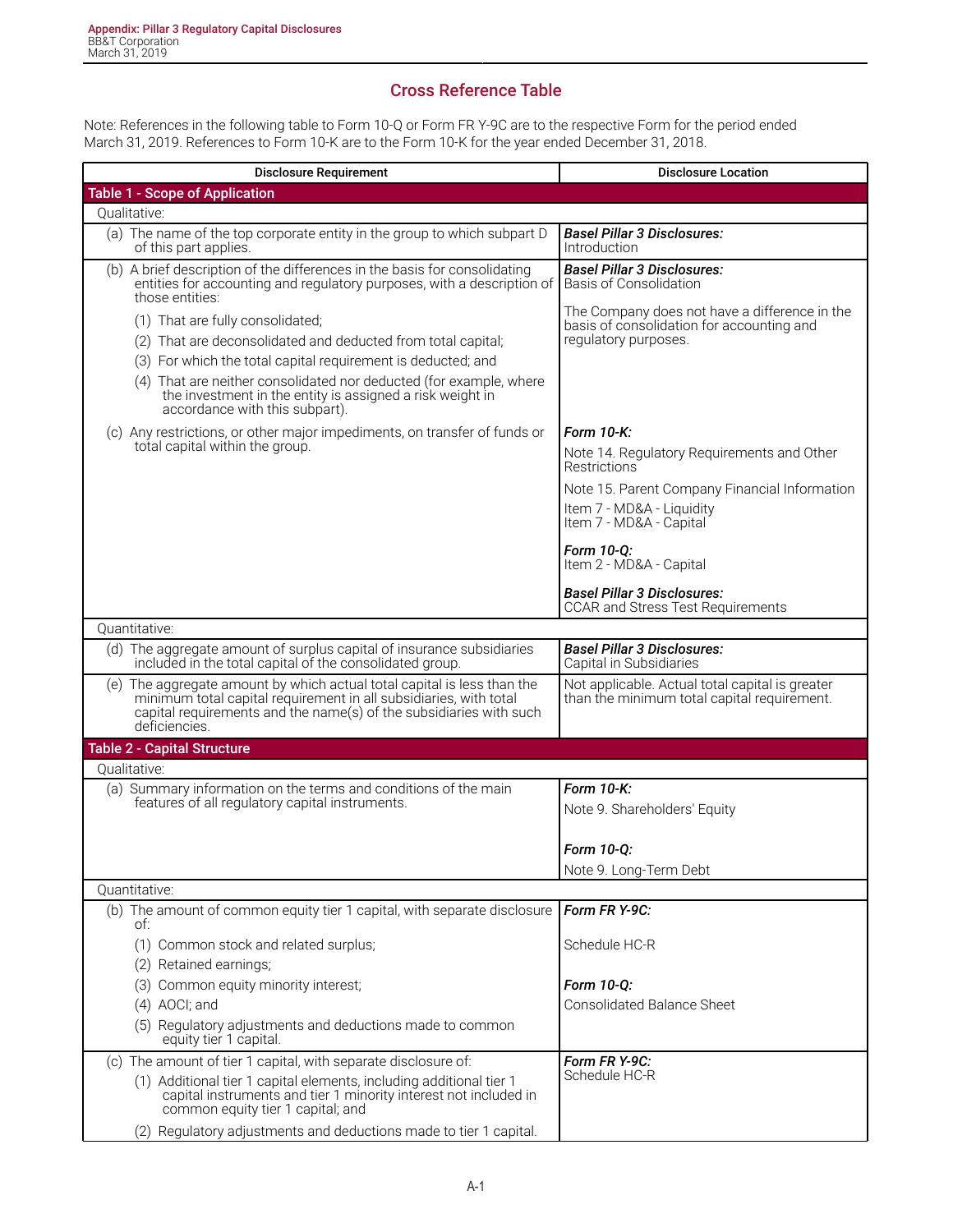# Cross Reference Table

Note: References in the following table to Form 10-Q or Form FR Y-9C are to the respective Form for the period ended March 31, 2019. References to Form 10-K are to the Form 10-K for the year ended December 31, 2018.

| Disclosure Requirement | Disclosure Location |
|---|---|
| **Table 1 - Scope of Application** | |
| Qualitative: | |
| (a) The name of the top corporate entity in the group to which subpart D of this part applies. | ***Basel Pillar 3 Disclosures:*** Introduction |
| (b) A brief description of the differences in the basis for consolidating entities for accounting and regulatory purposes, with a description of those entities: (1) That are fully consolidated; (2) That are deconsolidated and deducted from total capital; (3) For which the total capital requirement is deducted; and (4) That are neither consolidated nor deducted (for example, where the investment in the entity is assigned a risk weight in accordance with this subpart). | ***Basel Pillar 3 Disclosures:*** Basis of Consolidation<br><br>The Company does not have a difference in the basis of consolidation for accounting and regulatory purposes. |
| (c) Any restrictions, or other major impediments, on transfer of funds or total capital within the group. | ***Form 10-K:***<br>Note 14. Regulatory Requirements and Other Restrictions<br>Note 15. Parent Company Financial Information<br>Item 7 - MD&A - Liquidity<br>Item 7 - MD&A - Capital<br><br>***Form 10-Q:***<br>Item 2 - MD&A - Capital<br><br>***Basel Pillar 3 Disclosures:***<br>CCAR and Stress Test Requirements |
| Quantitative: | |
| (d) The aggregate amount of surplus capital of insurance subsidiaries included in the total capital of the consolidated group. | ***Basel Pillar 3 Disclosures:*** Capital in Subsidiaries |
| (e) The aggregate amount by which actual total capital is less than the minimum total capital requirement in all subsidiaries, with total capital requirements and the name(s) of the subsidiaries with such deficiencies. | Not applicable. Actual total capital is greater than the minimum total capital requirement. |
| **Table 2 - Capital Structure** | |
| Qualitative: | |
| (a) Summary information on the terms and conditions of the main features of all regulatory capital instruments. | ***Form 10-K:***<br>Note 9. Shareholders' Equity<br><br>***Form 10-Q:***<br>Note 9. Long-Term Debt |
| Quantitative: | |
| (b) The amount of common equity tier 1 capital, with separate disclosure of: (1) Common stock and related surplus; (2) Retained earnings; (3) Common equity minority interest; (4) AOCI; and (5) Regulatory adjustments and deductions made to common equity tier 1 capital. | ***Form FR Y-9C:***<br>Schedule HC-R<br><br>***Form 10-Q:***<br>Consolidated Balance Sheet |
| (c) The amount of tier 1 capital, with separate disclosure of: (1) Additional tier 1 capital elements, including additional tier 1 capital instruments and tier 1 minority interest not included in common equity tier 1 capital; and (2) Regulatory adjustments and deductions made to tier 1 capital. | ***Form FR Y-9C:***<br>Schedule HC-R |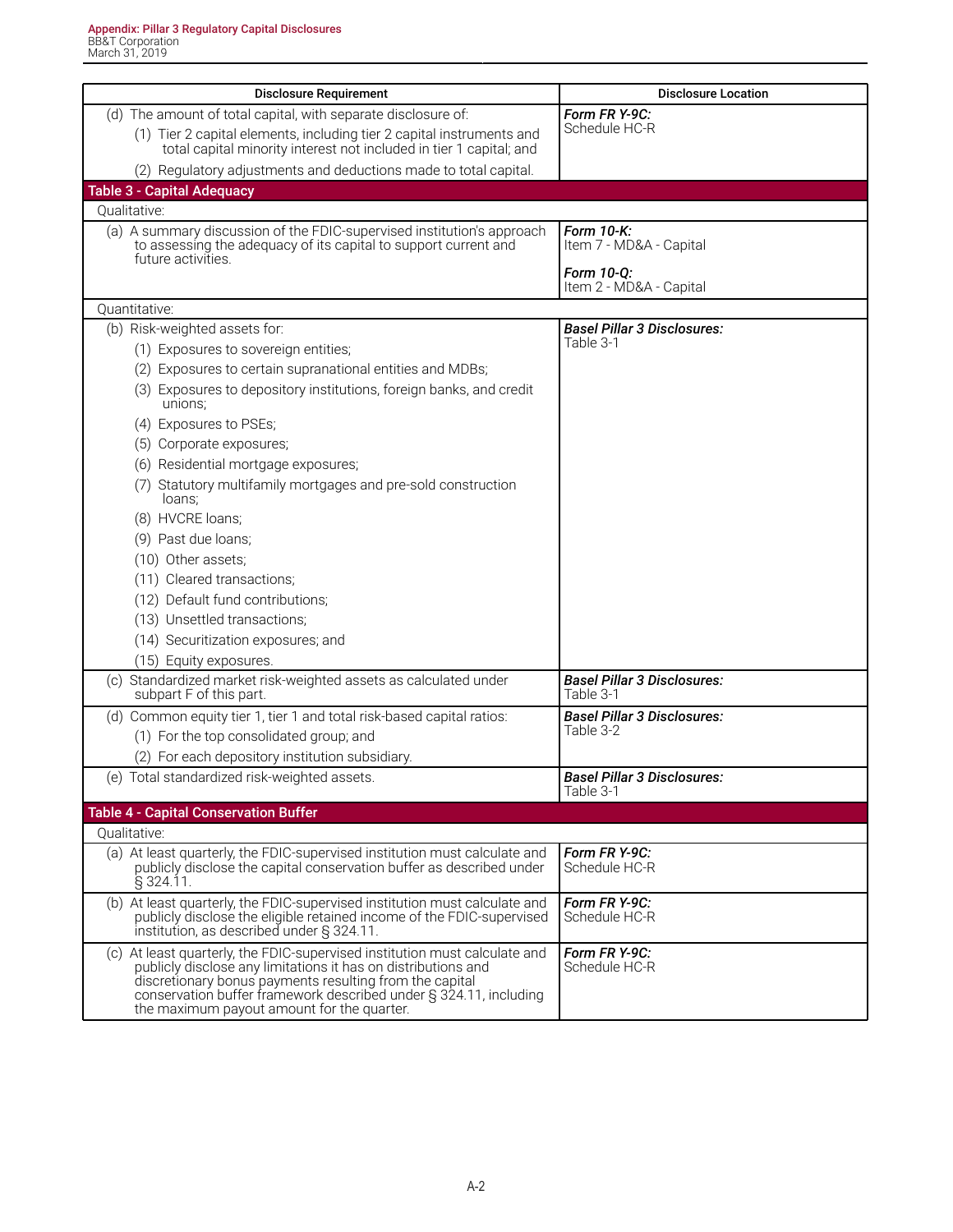| Disclosure Requirement | Disclosure Location |
|---|---|
| (d) The amount of total capital, with separate disclosure of:<br>(1) Tier 2 capital elements, including tier 2 capital instruments and total capital minority interest not included in tier 1 capital; and<br>(2) Regulatory adjustments and deductions made to total capital. | ***Form FR Y-9C:***<br>Schedule HC-R |
| **Table 3 - Capital Adequacy** | |
| Qualitative: | |
| (a) A summary discussion of the FDIC-supervised institution's approach to assessing the adequacy of its capital to support current and future activities. | ***Form 10-K:***<br>Item 7 - MD&A - Capital<br><br>***Form 10-Q:***<br>Item 2 - MD&A - Capital |
| Quantitative: | |
| (b) Risk-weighted assets for:<br>(1) Exposures to sovereign entities;<br>(2) Exposures to certain supranational entities and MDBs;<br>(3) Exposures to depository institutions, foreign banks, and credit unions;<br>(4) Exposures to PSEs;<br>(5) Corporate exposures;<br>(6) Residential mortgage exposures;<br>(7) Statutory multifamily mortgages and pre-sold construction loans;<br>(8) HVCRE loans;<br>(9) Past due loans;<br>(10) Other assets;<br>(11) Cleared transactions;<br>(12) Default fund contributions;<br>(13) Unsettled transactions;<br>(14) Securitization exposures; and<br>(15) Equity exposures. | ***Basel Pillar 3 Disclosures:***<br>Table 3-1 |
| (c) Standardized market risk-weighted assets as calculated under subpart F of this part. | ***Basel Pillar 3 Disclosures:***<br>Table 3-1 |
| (d) Common equity tier 1, tier 1 and total risk-based capital ratios:<br>(1) For the top consolidated group; and<br>(2) For each depository institution subsidiary. | ***Basel Pillar 3 Disclosures:***<br>Table 3-2 |
| (e) Total standardized risk-weighted assets. | ***Basel Pillar 3 Disclosures:***<br>Table 3-1 |
| **Table 4 - Capital Conservation Buffer** | |
| Qualitative: | |
| (a) At least quarterly, the FDIC-supervised institution must calculate and publicly disclose the capital conservation buffer as described under § 324.11. | ***Form FR Y-9C:***<br>Schedule HC-R |
| (b) At least quarterly, the FDIC-supervised institution must calculate and publicly disclose the eligible retained income of the FDIC-supervised institution, as described under § 324.11. | ***Form FR Y-9C:***<br>Schedule HC-R |
| (c) At least quarterly, the FDIC-supervised institution must calculate and publicly disclose any limitations it has on distributions and discretionary bonus payments resulting from the capital conservation buffer framework described under § 324.11, including the maximum payout amount for the quarter. | ***Form FR Y-9C:***<br>Schedule HC-R |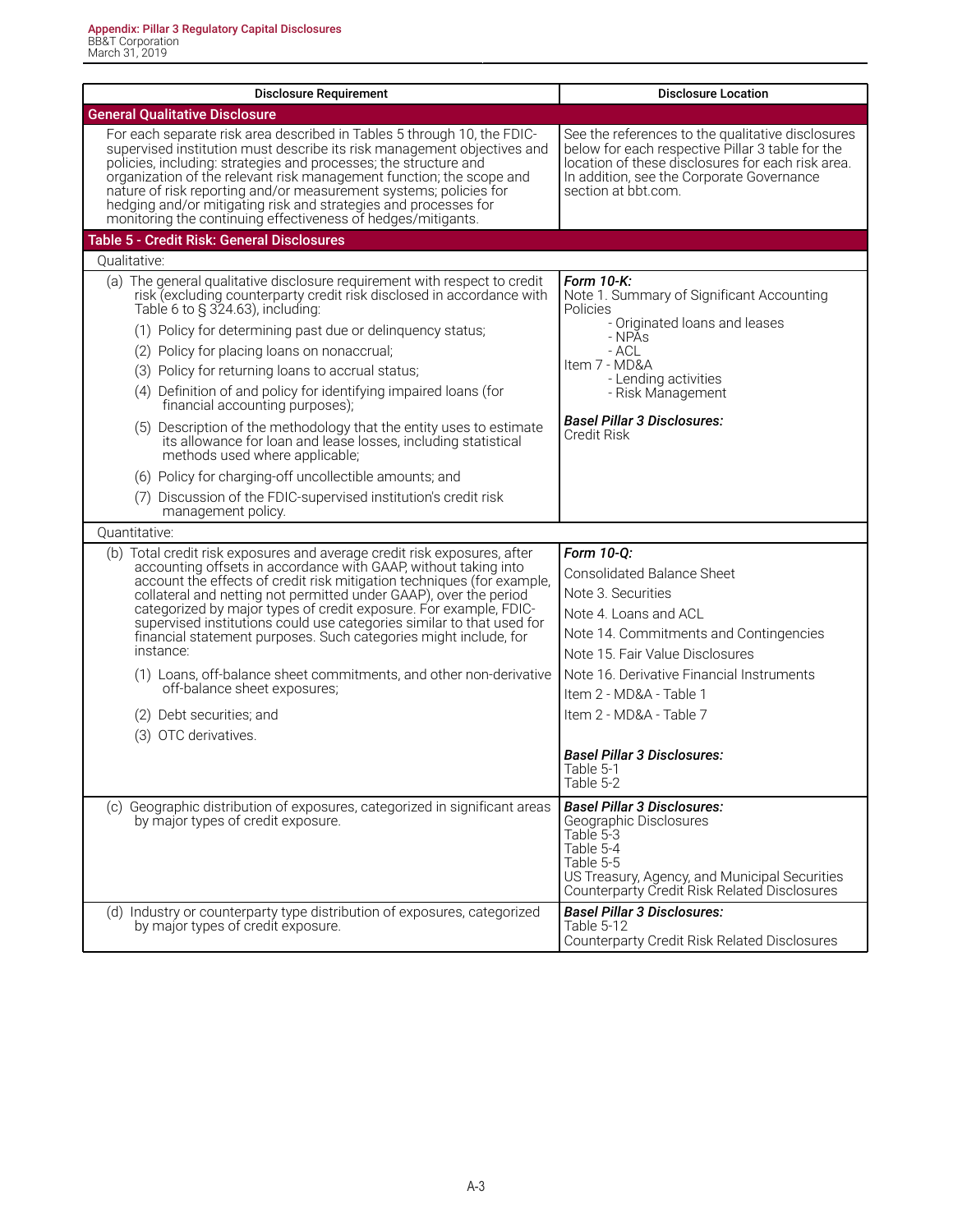| Disclosure Requirement | Disclosure Location |
|---|---|
| **General Qualitative Disclosure** | |
| For each separate risk area described in Tables 5 through 10, the FDIC-supervised institution must describe its risk management objectives and policies, including: strategies and processes; the structure and organization of the relevant risk management function; the scope and nature of risk reporting and/or measurement systems; policies for hedging and/or mitigating risk and strategies and processes for monitoring the continuing effectiveness of hedges/mitigants. | See the references to the qualitative disclosures below for each respective Pillar 3 table for the location of these disclosures for each risk area. In addition, see the Corporate Governance section at bbt.com. |
| **Table 5 - Credit Risk: General Disclosures** | |
| Qualitative: | |
| (a) The general qualitative disclosure requirement with respect to credit risk (excluding counterparty credit risk disclosed in accordance with Table 6 to § 324.63), including:<br>(1) Policy for determining past due or delinquency status;<br>(2) Policy for placing loans on nonaccrual;<br>(3) Policy for returning loans to accrual status;<br>(4) Definition of and policy for identifying impaired loans (for financial accounting purposes);<br>(5) Description of the methodology that the entity uses to estimate its allowance for loan and lease losses, including statistical methods used where applicable;<br>(6) Policy for charging-off uncollectible amounts; and<br>(7) Discussion of the FDIC-supervised institution's credit risk management policy. | ***Form 10-K:***<br>Note 1. Summary of Significant Accounting Policies<br>- Originated loans and leases<br>- NPAs<br>- ACL<br>Item 7 - MD&A<br>- Lending activities<br>- Risk Management<br><br>***Basel Pillar 3 Disclosures:***<br>Credit Risk |
| Quantitative: | |
| (b) Total credit risk exposures and average credit risk exposures, after accounting offsets in accordance with GAAP, without taking into account the effects of credit risk mitigation techniques (for example, collateral and netting not permitted under GAAP), over the period categorized by major types of credit exposure. For example, FDIC-supervised institutions could use categories similar to that used for financial statement purposes. Such categories might include, for instance:<br>(1) Loans, off-balance sheet commitments, and other non-derivative off-balance sheet exposures;<br>(2) Debt securities; and<br>(3) OTC derivatives. | ***Form 10-Q:***<br>Consolidated Balance Sheet<br>Note 3. Securities<br>Note 4. Loans and ACL<br>Note 14. Commitments and Contingencies<br>Note 15. Fair Value Disclosures<br>Note 16. Derivative Financial Instruments<br>Item 2 - MD&A - Table 1<br>Item 2 - MD&A - Table 7<br><br>***Basel Pillar 3 Disclosures:***<br>Table 5-1<br>Table 5-2 |
| (c) Geographic distribution of exposures, categorized in significant areas by major types of credit exposure. | ***Basel Pillar 3 Disclosures:***<br>Geographic Disclosures<br>Table 5-3<br>Table 5-4<br>Table 5-5<br>US Treasury, Agency, and Municipal Securities<br>Counterparty Credit Risk Related Disclosures |
| (d) Industry or counterparty type distribution of exposures, categorized by major types of credit exposure. | ***Basel Pillar 3 Disclosures:***<br>Table 5-12<br>Counterparty Credit Risk Related Disclosures |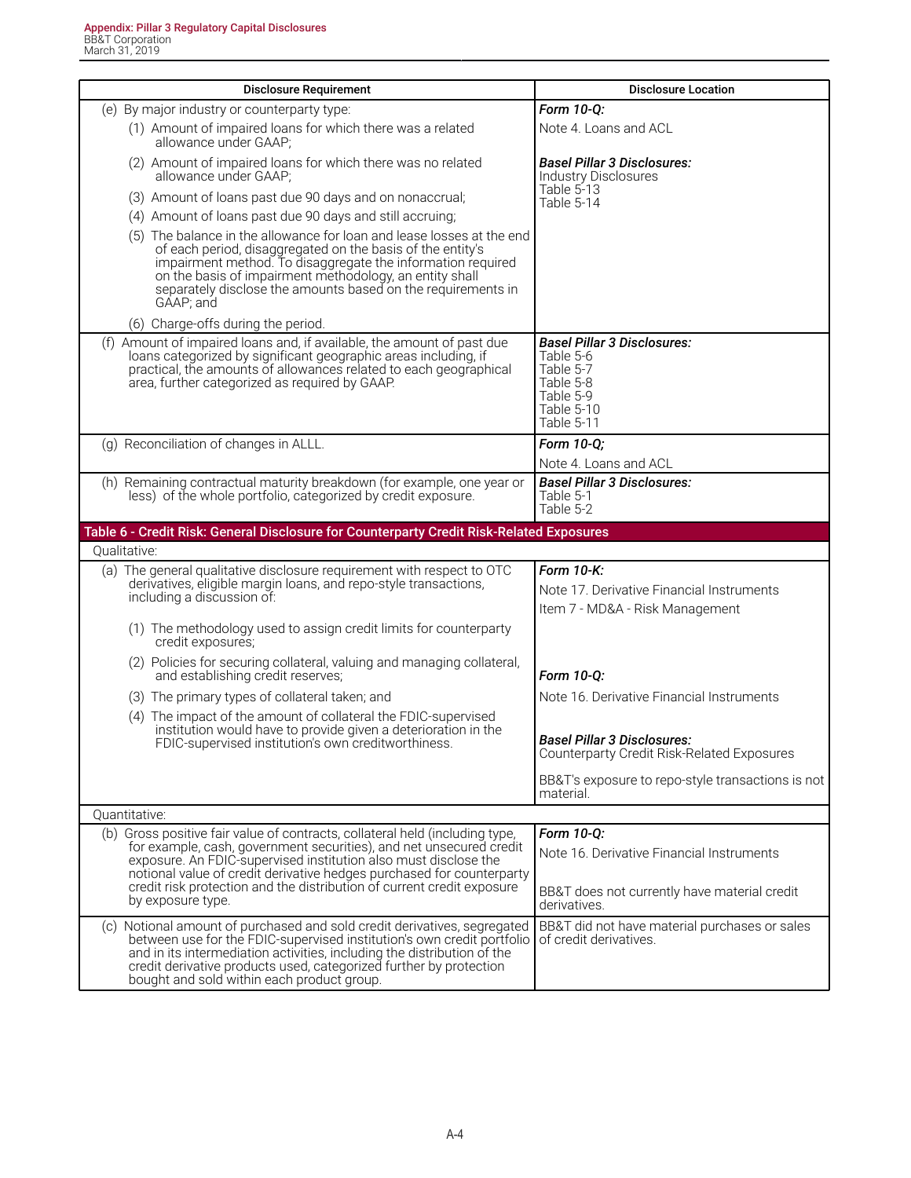| Disclosure Requirement | Disclosure Location |
|---|---|
| (e) By major industry or counterparty type:<br>(1) Amount of impaired loans for which there was a related allowance under GAAP;<br>(2) Amount of impaired loans for which there was no related allowance under GAAP;<br>(3) Amount of loans past due 90 days and on nonaccrual;<br>(4) Amount of loans past due 90 days and still accruing;<br>(5) The balance in the allowance for loan and lease losses at the end of each period, disaggregated on the basis of the entity's impairment method. To disaggregate the information required on the basis of impairment methodology, an entity shall separately disclose the amounts based on the requirements in GAAP; and<br>(6) Charge-offs during the period. | ***Form 10-Q:***<br>Note 4. Loans and ACL<br><br>***Basel Pillar 3 Disclosures:***<br>Industry Disclosures<br>Table 5-13<br>Table 5-14 |
| (f) Amount of impaired loans and, if available, the amount of past due loans categorized by significant geographic areas including, if practical, the amounts of allowances related to each geographical area, further categorized as required by GAAP. | ***Basel Pillar 3 Disclosures:***<br>Table 5-6<br>Table 5-7<br>Table 5-8<br>Table 5-9<br>Table 5-10<br>Table 5-11 |
| (g) Reconciliation of changes in ALLL. | ***Form 10-Q;***<br>Note 4. Loans and ACL |
| (h) Remaining contractual maturity breakdown (for example, one year or less) of the whole portfolio, categorized by credit exposure. | ***Basel Pillar 3 Disclosures:***<br>Table 5-1<br>Table 5-2 |
| **Table 6 - Credit Risk: General Disclosure for Counterparty Credit Risk-Related Exposures** | |
| Qualitative: | |
| (a) The general qualitative disclosure requirement with respect to OTC derivatives, eligible margin loans, and repo-style transactions, including a discussion of:<br>(1) The methodology used to assign credit limits for counterparty credit exposures;<br>(2) Policies for securing collateral, valuing and managing collateral, and establishing credit reserves;<br>(3) The primary types of collateral taken; and<br>(4) The impact of the amount of collateral the FDIC-supervised institution would have to provide given a deterioration in the FDIC-supervised institution's own creditworthiness. | ***Form 10-K:***<br>Note 17. Derivative Financial Instruments<br>Item 7 - MD&A - Risk Management<br><br>***Form 10-Q:***<br>Note 16. Derivative Financial Instruments<br><br>***Basel Pillar 3 Disclosures:***<br>Counterparty Credit Risk-Related Exposures<br><br>BB&T's exposure to repo-style transactions is not material. |
| Quantitative: | |
| (b) Gross positive fair value of contracts, collateral held (including type, for example, cash, government securities), and net unsecured credit exposure. An FDIC-supervised institution also must disclose the notional value of credit derivative hedges purchased for counterparty credit risk protection and the distribution of current credit exposure by exposure type. | ***Form 10-Q:***<br>Note 16. Derivative Financial Instruments<br><br>BB&T does not currently have material credit derivatives. |
| (c) Notional amount of purchased and sold credit derivatives, segregated between use for the FDIC-supervised institution's own credit portfolio and in its intermediation activities, including the distribution of the credit derivative products used, categorized further by protection bought and sold within each product group. | BB&T did not have material purchases or sales of credit derivatives. |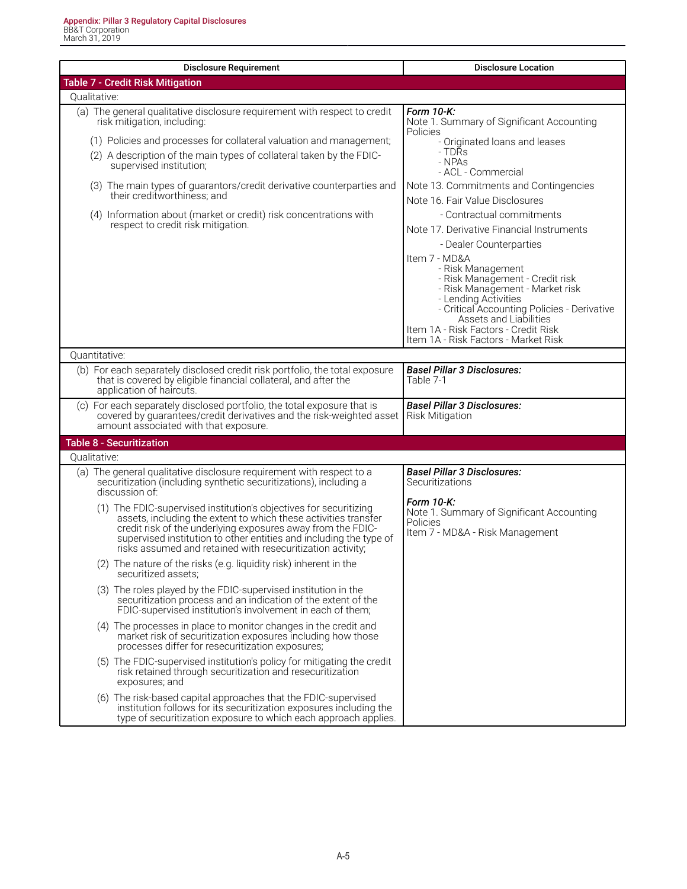| Disclosure Requirement | Disclosure Location |
|---|---|
| **Table 7 - Credit Risk Mitigation** | |
| Qualitative: | |
| (a) The general qualitative disclosure requirement with respect to credit risk mitigation, including:<br><br>(1) Policies and processes for collateral valuation and management;<br>(2) A description of the main types of collateral taken by the FDIC-supervised institution;<br>(3) The main types of guarantors/credit derivative counterparties and their creditworthiness; and<br>(4) Information about (market or credit) risk concentrations with respect to credit risk mitigation. | ***Form 10-K:***<br>Note 1. Summary of Significant Accounting Policies<br>- Originated loans and leases<br>- TDRs<br>- NPAs<br>- ACL - Commercial<br>Note 13. Commitments and Contingencies<br>Note 16. Fair Value Disclosures<br>- Contractual commitments<br>Note 17. Derivative Financial Instruments<br>- Dealer Counterparties<br>Item 7 - MD&A<br>- Risk Management<br>- Risk Management - Credit risk<br>- Risk Management - Market risk<br>- Lending Activities<br>- Critical Accounting Policies - Derivative Assets and Liabilities<br>Item 1A - Risk Factors - Credit Risk<br>Item 1A - Risk Factors - Market Risk |
| Quantitative: | |
| (b) For each separately disclosed credit risk portfolio, the total exposure that is covered by eligible financial collateral, and after the application of haircuts. | ***Basel Pillar 3 Disclosures:***<br>Table 7-1 |
| (c) For each separately disclosed portfolio, the total exposure that is covered by guarantees/credit derivatives and the risk-weighted asset amount associated with that exposure. | ***Basel Pillar 3 Disclosures:***<br>Risk Mitigation |
| **Table 8 - Securitization** | |
| Qualitative: | |
| (a) The general qualitative disclosure requirement with respect to a securitization (including synthetic securitizations), including a discussion of:<br><br>(1) The FDIC-supervised institution's objectives for securitizing assets, including the extent to which these activities transfer credit risk of the underlying exposures away from the FDIC-supervised institution to other entities and including the type of risks assumed and retained with resecuritization activity;<br>(2) The nature of the risks (e.g. liquidity risk) inherent in the securitized assets;<br>(3) The roles played by the FDIC-supervised institution in the securitization process and an indication of the extent of the FDIC-supervised institution's involvement in each of them;<br>(4) The processes in place to monitor changes in the credit and market risk of securitization exposures including how those processes differ for resecuritization exposures;<br>(5) The FDIC-supervised institution's policy for mitigating the credit risk retained through securitization and resecuritization exposures; and<br>(6) The risk-based capital approaches that the FDIC-supervised institution follows for its securitization exposures including the type of securitization exposure to which each approach applies. | ***Basel Pillar 3 Disclosures:***<br>Securitizations<br><br>***Form 10-K:***<br>Note 1. Summary of Significant Accounting Policies<br>Item 7 - MD&A - Risk Management |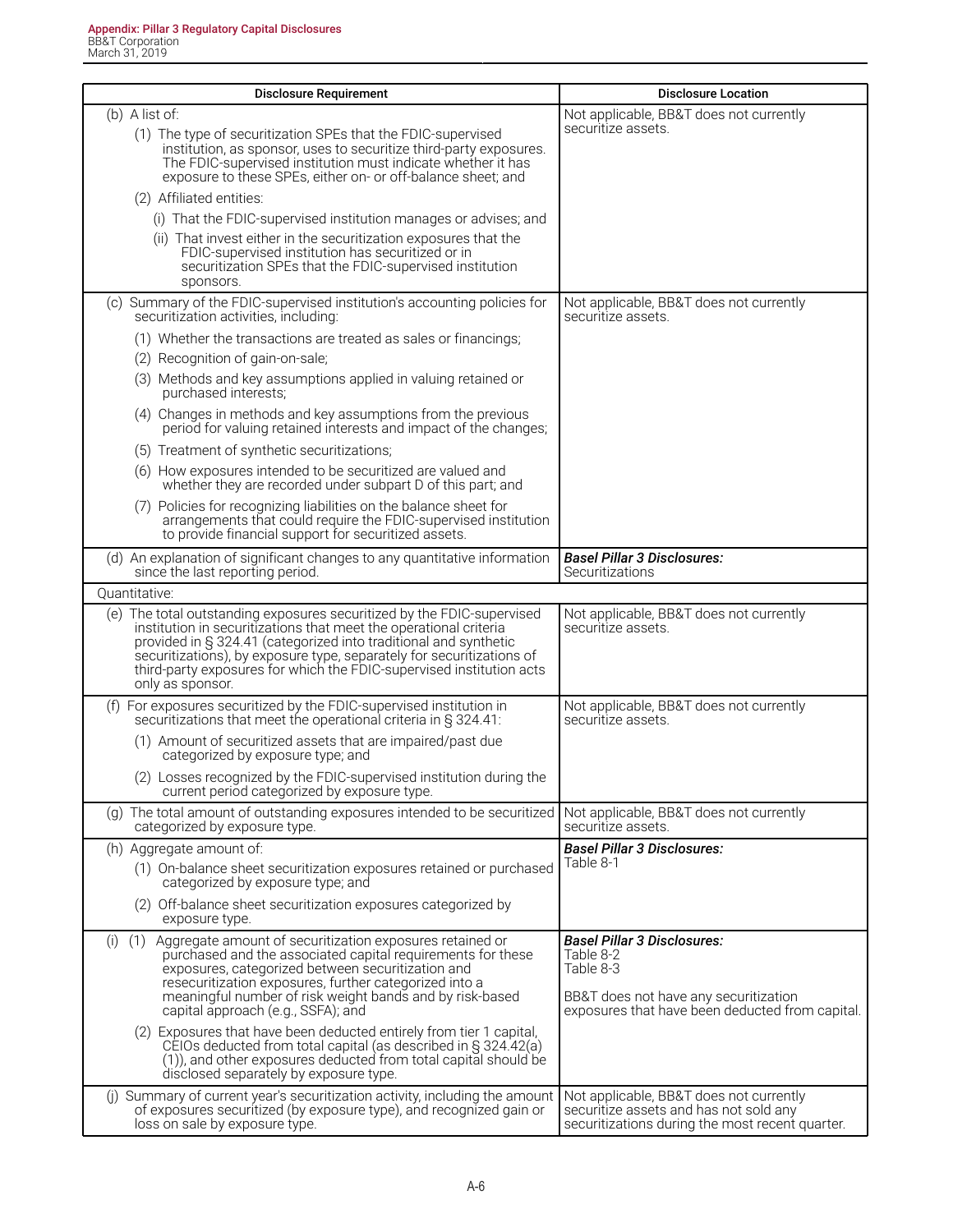| Disclosure Requirement | Disclosure Location |
|---|---|
| (b) A list of:<br>(1) The type of securitization SPEs that the FDIC-supervised institution, as sponsor, uses to securitize third-party exposures. The FDIC-supervised institution must indicate whether it has exposure to these SPEs, either on- or off-balance sheet; and<br>(2) Affiliated entities:<br>(i) That the FDIC-supervised institution manages or advises; and<br>(ii) That invest either in the securitization exposures that the FDIC-supervised institution has securitized or in securitization SPEs that the FDIC-supervised institution sponsors. | Not applicable, BB&T does not currently securitize assets. |
| (c) Summary of the FDIC-supervised institution's accounting policies for securitization activities, including:<br>(1) Whether the transactions are treated as sales or financings;<br>(2) Recognition of gain-on-sale;<br>(3) Methods and key assumptions applied in valuing retained or purchased interests;<br>(4) Changes in methods and key assumptions from the previous period for valuing retained interests and impact of the changes;<br>(5) Treatment of synthetic securitizations;<br>(6) How exposures intended to be securitized are valued and whether they are recorded under subpart D of this part; and<br>(7) Policies for recognizing liabilities on the balance sheet for arrangements that could require the FDIC-supervised institution to provide financial support for securitized assets. | Not applicable, BB&T does not currently securitize assets. |
| (d) An explanation of significant changes to any quantitative information since the last reporting period. | ***Basel Pillar 3 Disclosures:***<br>Securitizations |
| Quantitative: | |
| (e) The total outstanding exposures securitized by the FDIC-supervised institution in securitizations that meet the operational criteria provided in § 324.41 (categorized into traditional and synthetic securitizations), by exposure type, separately for securitizations of third-party exposures for which the FDIC-supervised institution acts only as sponsor. | Not applicable, BB&T does not currently securitize assets. |
| (f) For exposures securitized by the FDIC-supervised institution in securitizations that meet the operational criteria in § 324.41:<br>(1) Amount of securitized assets that are impaired/past due categorized by exposure type; and<br>(2) Losses recognized by the FDIC-supervised institution during the current period categorized by exposure type. | Not applicable, BB&T does not currently securitize assets. |
| (g) The total amount of outstanding exposures intended to be securitized categorized by exposure type. | Not applicable, BB&T does not currently securitize assets. |
| (h) Aggregate amount of:<br>(1) On-balance sheet securitization exposures retained or purchased categorized by exposure type; and<br>(2) Off-balance sheet securitization exposures categorized by exposure type. | ***Basel Pillar 3 Disclosures:***<br>Table 8-1 |
| (i) (1) Aggregate amount of securitization exposures retained or purchased and the associated capital requirements for these exposures, categorized between securitization and resecuritization exposures, further categorized into a meaningful number of risk weight bands and by risk-based capital approach (e.g., SSFA); and<br>(2) Exposures that have been deducted entirely from tier 1 capital, CEIOs deducted from total capital (as described in § 324.42(a)(1)), and other exposures deducted from total capital should be disclosed separately by exposure type. | ***Basel Pillar 3 Disclosures:***<br>Table 8-2<br>Table 8-3<br><br>BB&T does not have any securitization exposures that have been deducted from capital. |
| (j) Summary of current year's securitization activity, including the amount of exposures securitized (by exposure type), and recognized gain or loss on sale by exposure type. | Not applicable, BB&T does not currently securitize assets and has not sold any securitizations during the most recent quarter. |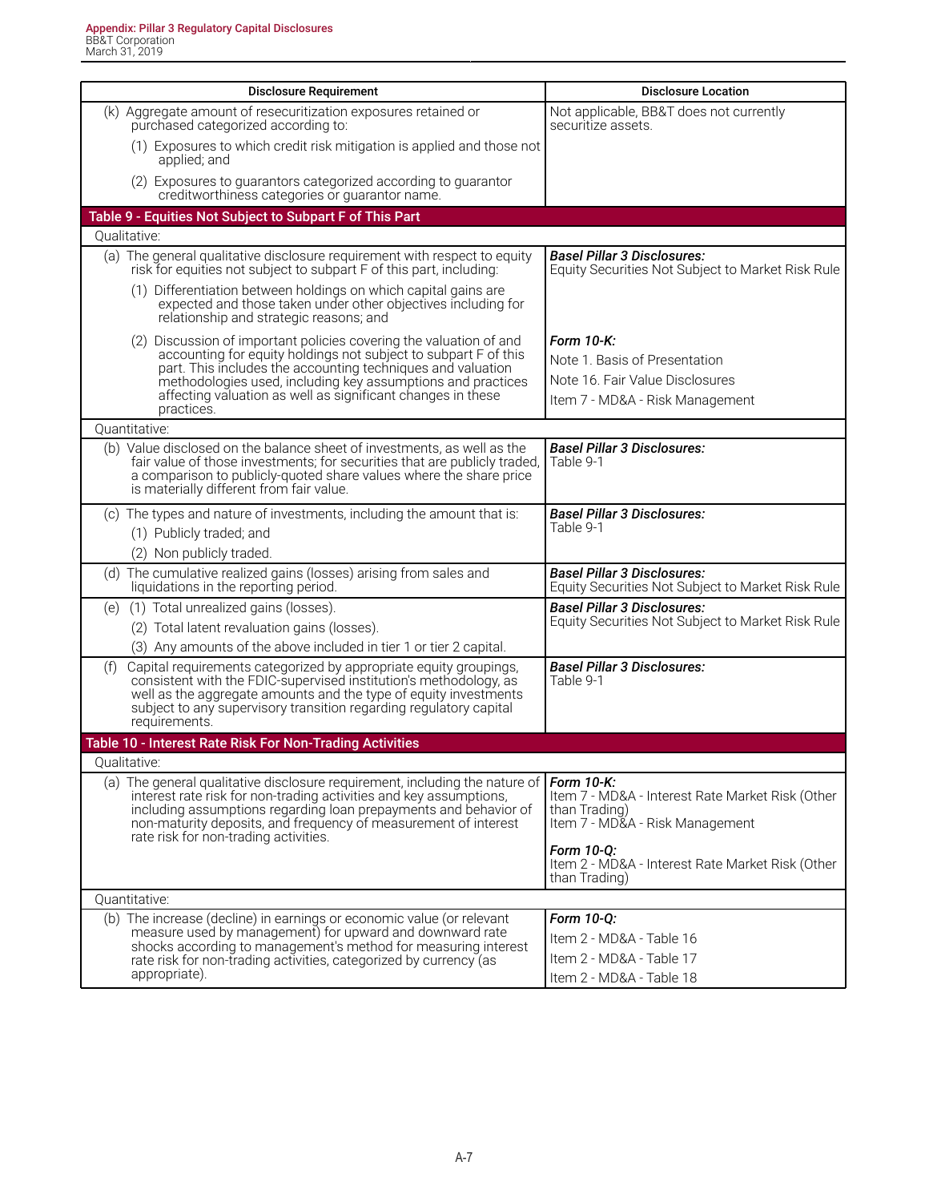| Disclosure Requirement | Disclosure Location |
|---|---|
| (k) Aggregate amount of resecuritization exposures retained or purchased categorized according to: | Not applicable, BB&T does not currently securitize assets. |
| (1) Exposures to which credit risk mitigation is applied and those not applied; and | |
| (2) Exposures to guarantors categorized according to guarantor creditworthiness categories or guarantor name. | |
| **Table 9 - Equities Not Subject to Subpart F of This Part** | |
| Qualitative: | |
| (a) The general qualitative disclosure requirement with respect to equity risk for equities not subject to subpart F of this part, including: | ***Basel Pillar 3 Disclosures:*** Equity Securities Not Subject to Market Risk Rule |
| (1) Differentiation between holdings on which capital gains are expected and those taken under other objectives including for relationship and strategic reasons; and | |
| (2) Discussion of important policies covering the valuation of and accounting for equity holdings not subject to subpart F of this part. This includes the accounting techniques and valuation methodologies used, including key assumptions and practices affecting valuation as well as significant changes in these practices. | ***Form 10-K:*** Note 1. Basis of Presentation; Note 16. Fair Value Disclosures; Item 7 - MD&A - Risk Management |
| Quantitative: | |
| (b) Value disclosed on the balance sheet of investments, as well as the fair value of those investments; for securities that are publicly traded, a comparison to publicly-quoted share values where the share price is materially different from fair value. | ***Basel Pillar 3 Disclosures:*** Table 9-1 |
| (c) The types and nature of investments, including the amount that is: (1) Publicly traded; and (2) Non publicly traded. | ***Basel Pillar 3 Disclosures:*** Table 9-1 |
| (d) The cumulative realized gains (losses) arising from sales and liquidations in the reporting period. | ***Basel Pillar 3 Disclosures:*** Equity Securities Not Subject to Market Risk Rule |
| (e) (1) Total unrealized gains (losses). (2) Total latent revaluation gains (losses). (3) Any amounts of the above included in tier 1 or tier 2 capital. | ***Basel Pillar 3 Disclosures:*** Equity Securities Not Subject to Market Risk Rule |
| (f) Capital requirements categorized by appropriate equity groupings, consistent with the FDIC-supervised institution's methodology, as well as the aggregate amounts and the type of equity investments subject to any supervisory transition regarding regulatory capital requirements. | ***Basel Pillar 3 Disclosures:*** Table 9-1 |
| **Table 10 - Interest Rate Risk For Non-Trading Activities** | |
| Qualitative: | |
| (a) The general qualitative disclosure requirement, including the nature of interest rate risk for non-trading activities and key assumptions, including assumptions regarding loan prepayments and behavior of non-maturity deposits, and frequency of measurement of interest rate risk for non-trading activities. | ***Form 10-K:*** Item 7 - MD&A - Interest Rate Market Risk (Other than Trading); Item 7 - MD&A - Risk Management; ***Form 10-Q:*** Item 2 - MD&A - Interest Rate Market Risk (Other than Trading) |
| Quantitative: | |
| (b) The increase (decline) in earnings or economic value (or relevant measure used by management) for upward and downward rate shocks according to management's method for measuring interest rate risk for non-trading activities, categorized by currency (as appropriate). | ***Form 10-Q:*** Item 2 - MD&A - Table 16; Item 2 - MD&A - Table 17; Item 2 - MD&A - Table 18 |